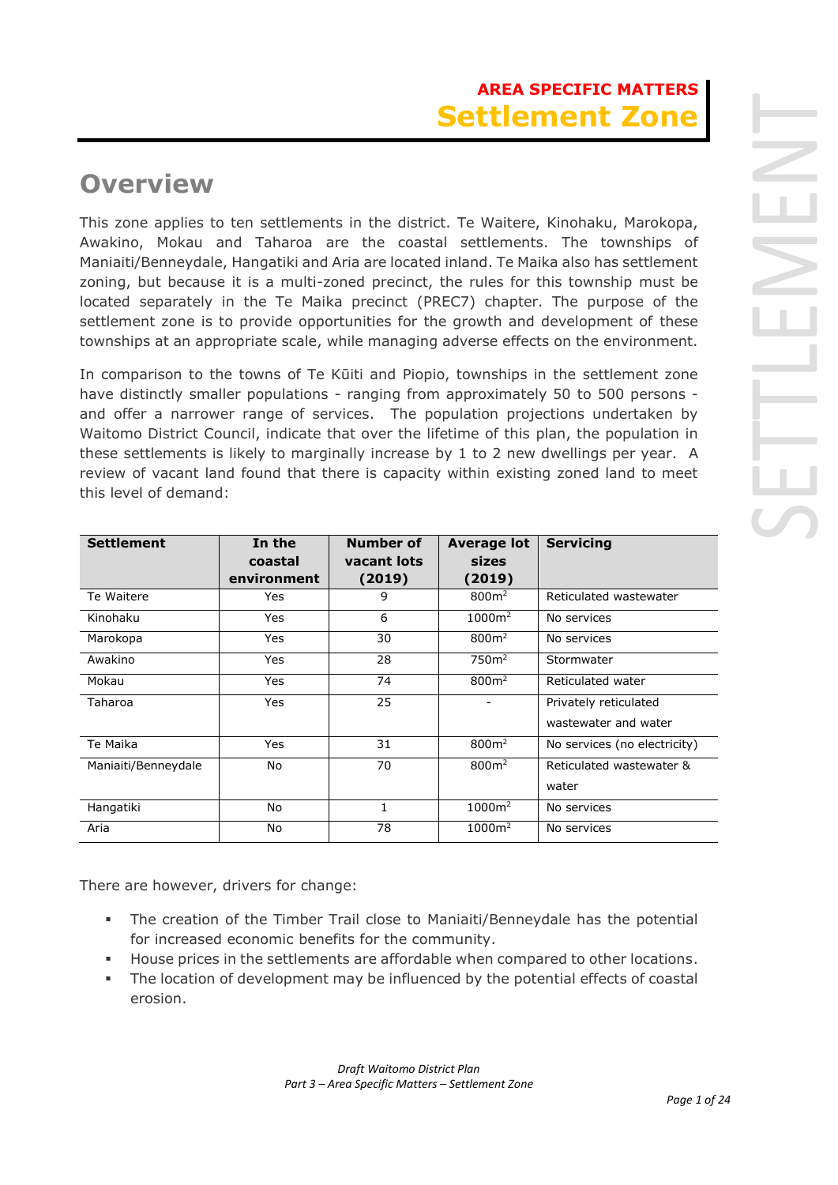# AREA SPECIFIC MATTERS
# Settlement Zone

## Overview

This zone applies to ten settlements in the district. Te Waitere, Kinohaku, Marokopa, Awakino, Mokau and Taharoa are the coastal settlements. The townships of Maniaiti/Benneydale, Hangatiki and Aria are located inland. Te Maika also has settlement zoning, but because it is a multi-zoned precinct, the rules for this township must be located separately in the Te Maika precinct (PREC7) chapter. The purpose of the settlement zone is to provide opportunities for the growth and development of these townships at an appropriate scale, while managing adverse effects on the environment.

In comparison to the towns of Te Kūiti and Piopio, townships in the settlement zone have distinctly smaller populations - ranging from approximately 50 to 500 persons - and offer a narrower range of services. The population projections undertaken by Waitomo District Council, indicate that over the lifetime of this plan, the population in these settlements is likely to marginally increase by 1 to 2 new dwellings per year. A review of vacant land found that there is capacity within existing zoned land to meet this level of demand:

| Settlement | In the coastal environment | Number of vacant lots (2019) | Average lot sizes (2019) | Servicing |
|---|---|---|---|---|
| Te Waitere | Yes | 9 | 800m$^2$ | Reticulated wastewater |
| Kinohaku | Yes | 6 | 1000m$^2$ | No services |
| Marokopa | Yes | 30 | 800m$^2$ | No services |
| Awakino | Yes | 28 | 750m$^2$ | Stormwater |
| Mokau | Yes | 74 | 800m$^2$ | Reticulated water |
| Taharoa | Yes | 25 | - | Privately reticulated wastewater and water |
| Te Maika | Yes | 31 | 800m$^2$ | No services (no electricity) |
| Maniaiti/Benneydale | No | 70 | 800m$^2$ | Reticulated wastewater & water |
| Hangatiki | No | 1 | 1000m$^2$ | No services |
| Aria | No | 78 | 1000m$^2$ | No services |

There are however, drivers for change:

- The creation of the Timber Trail close to Maniaiti/Benneydale has the potential for increased economic benefits for the community.
- House prices in the settlements are affordable when compared to other locations.
- The location of development may be influenced by the potential effects of coastal erosion.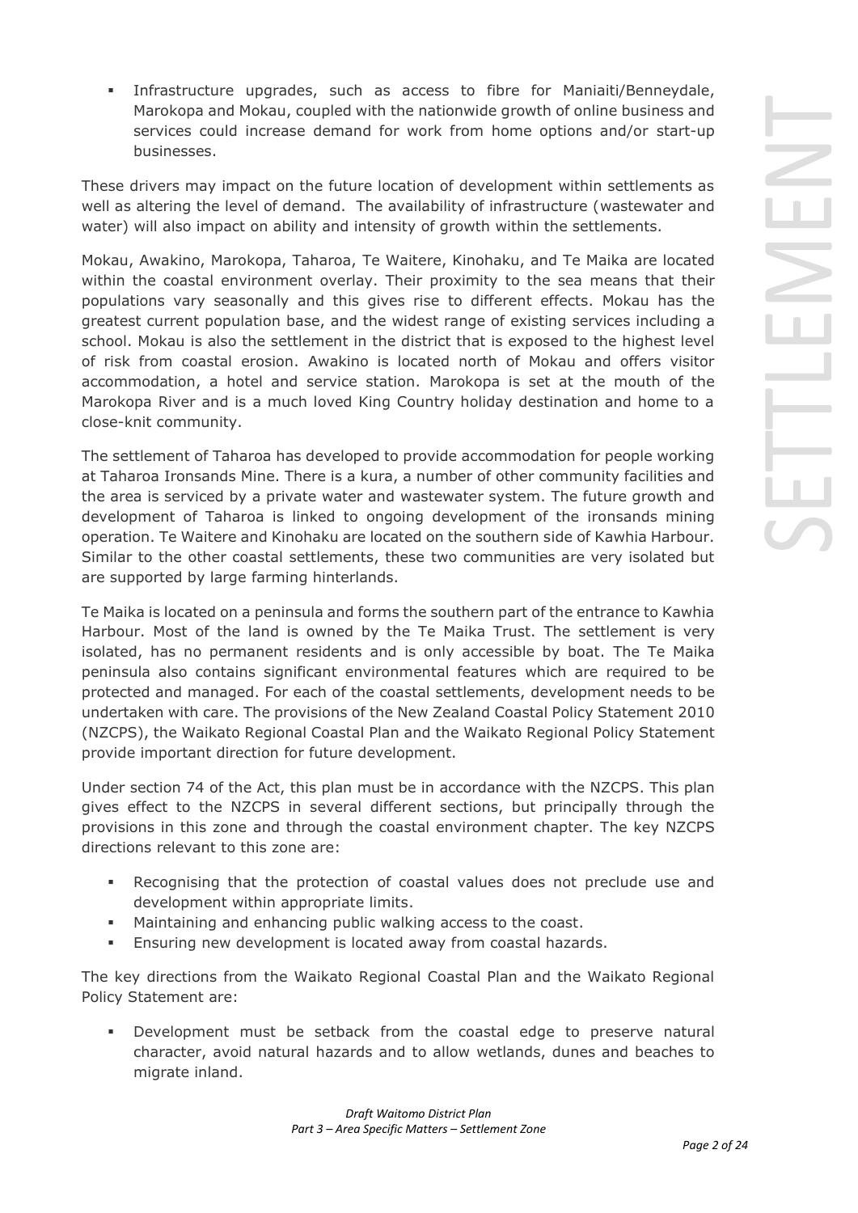- Infrastructure upgrades, such as access to fibre for Maniaiti/Benneydale, Marokopa and Mokau, coupled with the nationwide growth of online business and services could increase demand for work from home options and/or start-up businesses.

These drivers may impact on the future location of development within settlements as well as altering the level of demand. The availability of infrastructure (wastewater and water) will also impact on ability and intensity of growth within the settlements.

Mokau, Awakino, Marokopa, Taharoa, Te Waitere, Kinohaku, and Te Maika are located within the coastal environment overlay. Their proximity to the sea means that their populations vary seasonally and this gives rise to different effects. Mokau has the greatest current population base, and the widest range of existing services including a school. Mokau is also the settlement in the district that is exposed to the highest level of risk from coastal erosion. Awakino is located north of Mokau and offers visitor accommodation, a hotel and service station. Marokopa is set at the mouth of the Marokopa River and is a much loved King Country holiday destination and home to a close-knit community.

The settlement of Taharoa has developed to provide accommodation for people working at Taharoa Ironsands Mine. There is a kura, a number of other community facilities and the area is serviced by a private water and wastewater system. The future growth and development of Taharoa is linked to ongoing development of the ironsands mining operation. Te Waitere and Kinohaku are located on the southern side of Kawhia Harbour. Similar to the other coastal settlements, these two communities are very isolated but are supported by large farming hinterlands.

Te Maika is located on a peninsula and forms the southern part of the entrance to Kawhia Harbour. Most of the land is owned by the Te Maika Trust. The settlement is very isolated, has no permanent residents and is only accessible by boat. The Te Maika peninsula also contains significant environmental features which are required to be protected and managed. For each of the coastal settlements, development needs to be undertaken with care. The provisions of the New Zealand Coastal Policy Statement 2010 (NZCPS), the Waikato Regional Coastal Plan and the Waikato Regional Policy Statement provide important direction for future development.

Under section 74 of the Act, this plan must be in accordance with the NZCPS. This plan gives effect to the NZCPS in several different sections, but principally through the provisions in this zone and through the coastal environment chapter. The key NZCPS directions relevant to this zone are:

- Recognising that the protection of coastal values does not preclude use and development within appropriate limits.
- Maintaining and enhancing public walking access to the coast.
- Ensuring new development is located away from coastal hazards.

The key directions from the Waikato Regional Coastal Plan and the Waikato Regional Policy Statement are:

- Development must be setback from the coastal edge to preserve natural character, avoid natural hazards and to allow wetlands, dunes and beaches to migrate inland.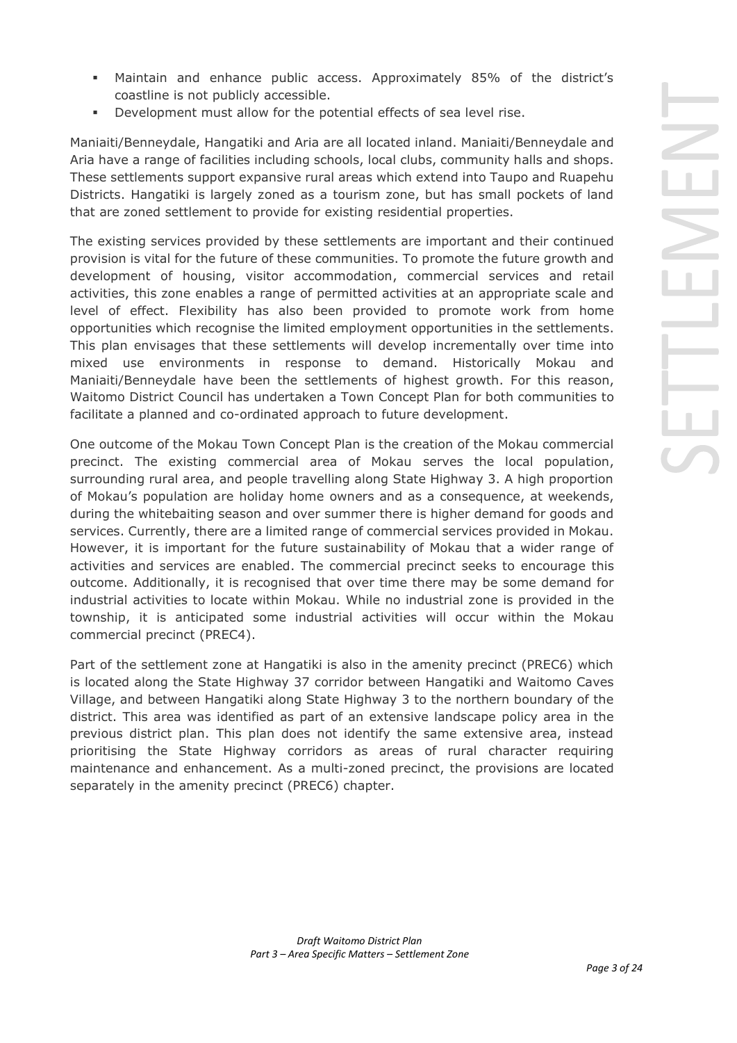- Maintain and enhance public access. Approximately 85% of the district's coastline is not publicly accessible.
- Development must allow for the potential effects of sea level rise.

Maniaiti/Benneydale, Hangatiki and Aria are all located inland. Maniaiti/Benneydale and Aria have a range of facilities including schools, local clubs, community halls and shops. These settlements support expansive rural areas which extend into Taupo and Ruapehu Districts. Hangatiki is largely zoned as a tourism zone, but has small pockets of land that are zoned settlement to provide for existing residential properties.

The existing services provided by these settlements are important and their continued provision is vital for the future of these communities. To promote the future growth and development of housing, visitor accommodation, commercial services and retail activities, this zone enables a range of permitted activities at an appropriate scale and level of effect. Flexibility has also been provided to promote work from home opportunities which recognise the limited employment opportunities in the settlements. This plan envisages that these settlements will develop incrementally over time into mixed use environments in response to demand. Historically Mokau and Maniaiti/Benneydale have been the settlements of highest growth. For this reason, Waitomo District Council has undertaken a Town Concept Plan for both communities to facilitate a planned and co-ordinated approach to future development.

One outcome of the Mokau Town Concept Plan is the creation of the Mokau commercial precinct. The existing commercial area of Mokau serves the local population, surrounding rural area, and people travelling along State Highway 3. A high proportion of Mokau's population are holiday home owners and as a consequence, at weekends, during the whitebaiting season and over summer there is higher demand for goods and services. Currently, there are a limited range of commercial services provided in Mokau. However, it is important for the future sustainability of Mokau that a wider range of activities and services are enabled. The commercial precinct seeks to encourage this outcome. Additionally, it is recognised that over time there may be some demand for industrial activities to locate within Mokau. While no industrial zone is provided in the township, it is anticipated some industrial activities will occur within the Mokau commercial precinct (PREC4).

Part of the settlement zone at Hangatiki is also in the amenity precinct (PREC6) which is located along the State Highway 37 corridor between Hangatiki and Waitomo Caves Village, and between Hangatiki along State Highway 3 to the northern boundary of the district. This area was identified as part of an extensive landscape policy area in the previous district plan. This plan does not identify the same extensive area, instead prioritising the State Highway corridors as areas of rural character requiring maintenance and enhancement. As a multi-zoned precinct, the provisions are located separately in the amenity precinct (PREC6) chapter.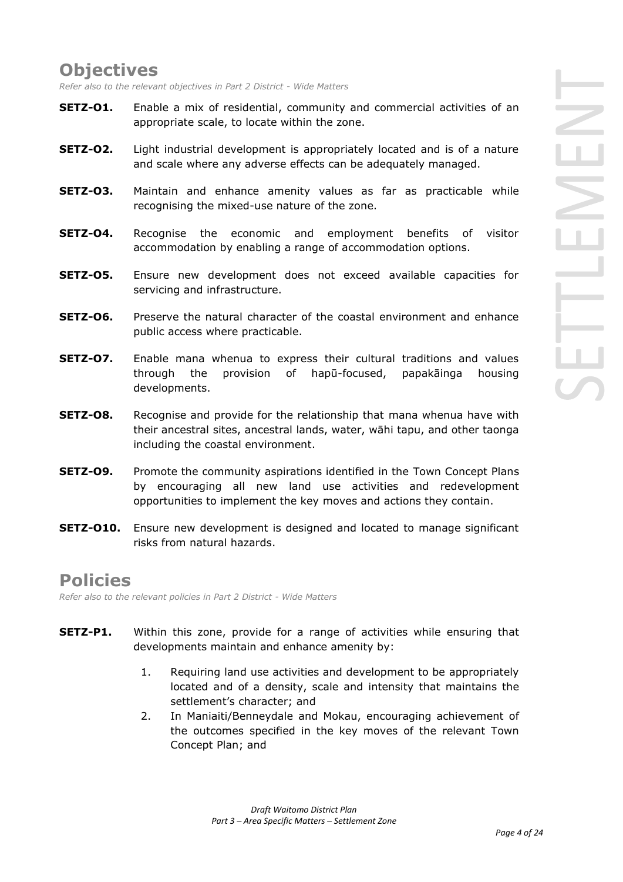## Objectives

*Refer also to the relevant objectives in Part 2 District - Wide Matters*

**SETZ-O1.** Enable a mix of residential, community and commercial activities of an appropriate scale, to locate within the zone.

**SETZ-O2.** Light industrial development is appropriately located and is of a nature and scale where any adverse effects can be adequately managed.

**SETZ-O3.** Maintain and enhance amenity values as far as practicable while recognising the mixed-use nature of the zone.

**SETZ-O4.** Recognise the economic and employment benefits of visitor accommodation by enabling a range of accommodation options.

**SETZ-O5.** Ensure new development does not exceed available capacities for servicing and infrastructure.

**SETZ-O6.** Preserve the natural character of the coastal environment and enhance public access where practicable.

**SETZ-O7.** Enable mana whenua to express their cultural traditions and values through the provision of hapū-focused, papakāinga housing developments.

**SETZ-O8.** Recognise and provide for the relationship that mana whenua have with their ancestral sites, ancestral lands, water, wāhi tapu, and other taonga including the coastal environment.

**SETZ-O9.** Promote the community aspirations identified in the Town Concept Plans by encouraging all new land use activities and redevelopment opportunities to implement the key moves and actions they contain.

**SETZ-O10.** Ensure new development is designed and located to manage significant risks from natural hazards.

## Policies

*Refer also to the relevant policies in Part 2 District - Wide Matters*

**SETZ-P1.** Within this zone, provide for a range of activities while ensuring that developments maintain and enhance amenity by:

1. Requiring land use activities and development to be appropriately located and of a density, scale and intensity that maintains the settlement's character; and
2. In Maniaiti/Benneydale and Mokau, encouraging achievement of the outcomes specified in the key moves of the relevant Town Concept Plan; and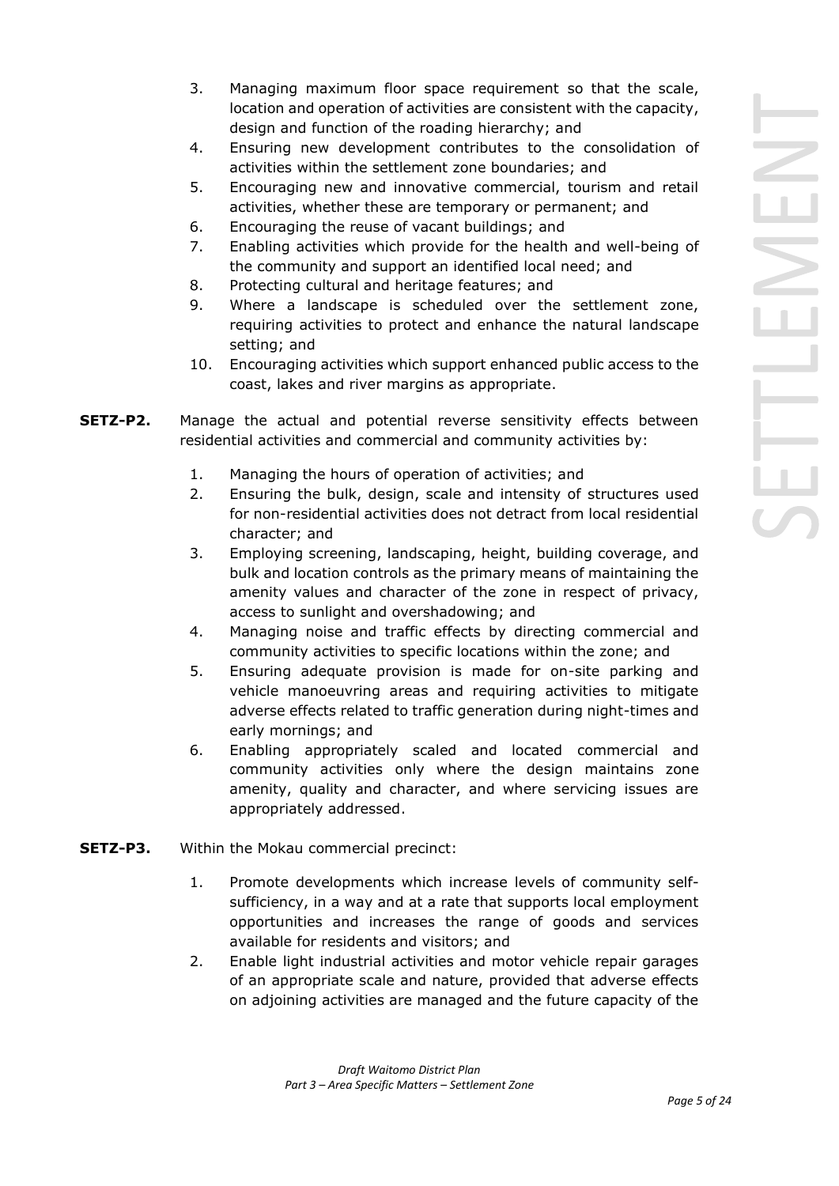3. Managing maximum floor space requirement so that the scale, location and operation of activities are consistent with the capacity, design and function of the roading hierarchy; and
4. Ensuring new development contributes to the consolidation of activities within the settlement zone boundaries; and
5. Encouraging new and innovative commercial, tourism and retail activities, whether these are temporary or permanent; and
6. Encouraging the reuse of vacant buildings; and
7. Enabling activities which provide for the health and well-being of the community and support an identified local need; and
8. Protecting cultural and heritage features; and
9. Where a landscape is scheduled over the settlement zone, requiring activities to protect and enhance the natural landscape setting; and
10. Encouraging activities which support enhanced public access to the coast, lakes and river margins as appropriate.

**SETZ-P2.** Manage the actual and potential reverse sensitivity effects between residential activities and commercial and community activities by:

1. Managing the hours of operation of activities; and
2. Ensuring the bulk, design, scale and intensity of structures used for non-residential activities does not detract from local residential character; and
3. Employing screening, landscaping, height, building coverage, and bulk and location controls as the primary means of maintaining the amenity values and character of the zone in respect of privacy, access to sunlight and overshadowing; and
4. Managing noise and traffic effects by directing commercial and community activities to specific locations within the zone; and
5. Ensuring adequate provision is made for on-site parking and vehicle manoeuvring areas and requiring activities to mitigate adverse effects related to traffic generation during night-times and early mornings; and
6. Enabling appropriately scaled and located commercial and community activities only where the design maintains zone amenity, quality and character, and where servicing issues are appropriately addressed.

**SETZ-P3.** Within the Mokau commercial precinct:

1. Promote developments which increase levels of community self-sufficiency, in a way and at a rate that supports local employment opportunities and increases the range of goods and services available for residents and visitors; and
2. Enable light industrial activities and motor vehicle repair garages of an appropriate scale and nature, provided that adverse effects on adjoining activities are managed and the future capacity of the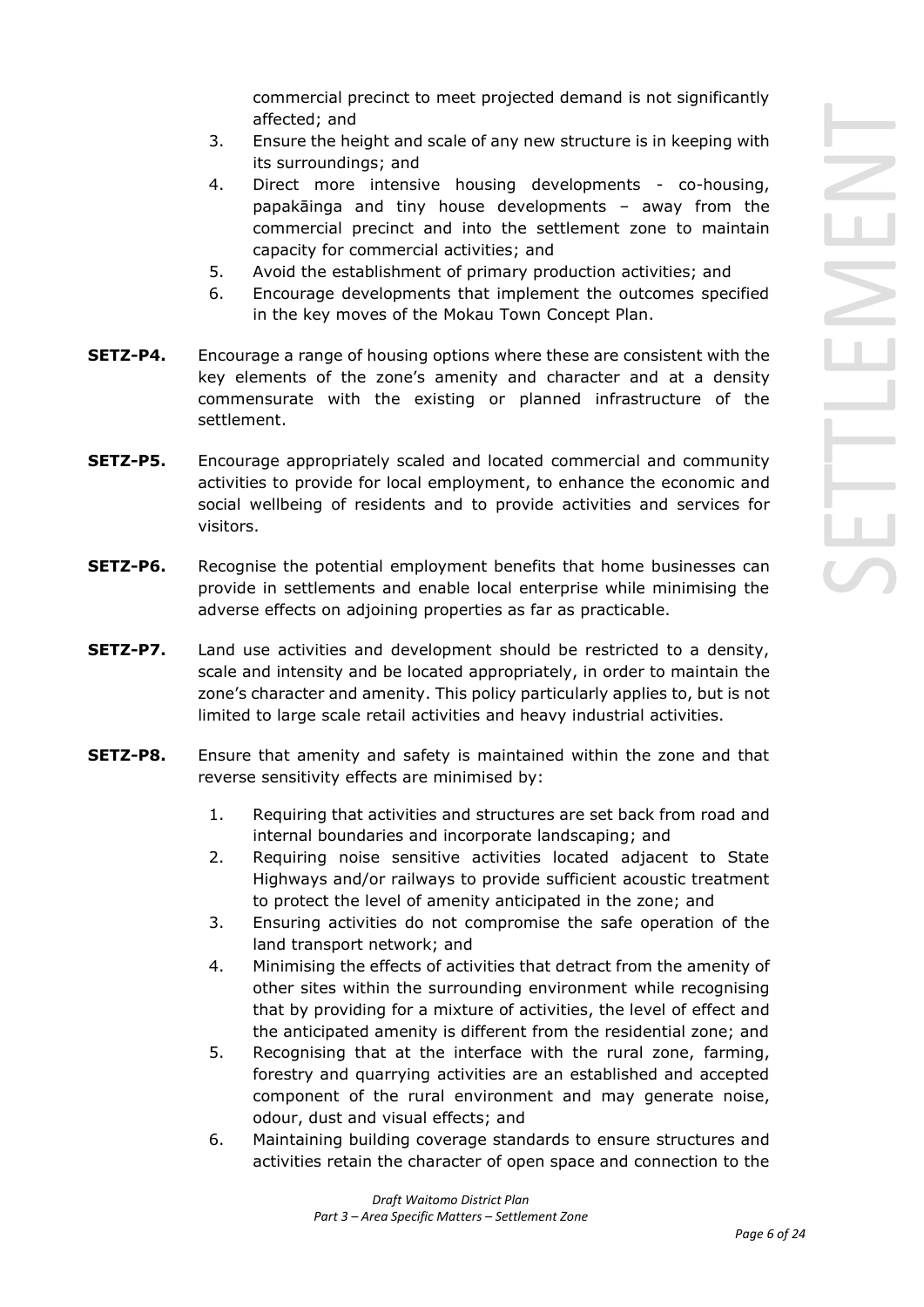commercial precinct to meet projected demand is not significantly affected; and

3. Ensure the height and scale of any new structure is in keeping with its surroundings; and
4. Direct more intensive housing developments - co-housing, papakāinga and tiny house developments – away from the commercial precinct and into the settlement zone to maintain capacity for commercial activities; and
5. Avoid the establishment of primary production activities; and
6. Encourage developments that implement the outcomes specified in the key moves of the Mokau Town Concept Plan.

**SETZ-P4.** Encourage a range of housing options where these are consistent with the key elements of the zone's amenity and character and at a density commensurate with the existing or planned infrastructure of the settlement.

**SETZ-P5.** Encourage appropriately scaled and located commercial and community activities to provide for local employment, to enhance the economic and social wellbeing of residents and to provide activities and services for visitors.

**SETZ-P6.** Recognise the potential employment benefits that home businesses can provide in settlements and enable local enterprise while minimising the adverse effects on adjoining properties as far as practicable.

**SETZ-P7.** Land use activities and development should be restricted to a density, scale and intensity and be located appropriately, in order to maintain the zone's character and amenity. This policy particularly applies to, but is not limited to large scale retail activities and heavy industrial activities.

**SETZ-P8.** Ensure that amenity and safety is maintained within the zone and that reverse sensitivity effects are minimised by:

1. Requiring that activities and structures are set back from road and internal boundaries and incorporate landscaping; and
2. Requiring noise sensitive activities located adjacent to State Highways and/or railways to provide sufficient acoustic treatment to protect the level of amenity anticipated in the zone; and
3. Ensuring activities do not compromise the safe operation of the land transport network; and
4. Minimising the effects of activities that detract from the amenity of other sites within the surrounding environment while recognising that by providing for a mixture of activities, the level of effect and the anticipated amenity is different from the residential zone; and
5. Recognising that at the interface with the rural zone, farming, forestry and quarrying activities are an established and accepted component of the rural environment and may generate noise, odour, dust and visual effects; and
6. Maintaining building coverage standards to ensure structures and activities retain the character of open space and connection to the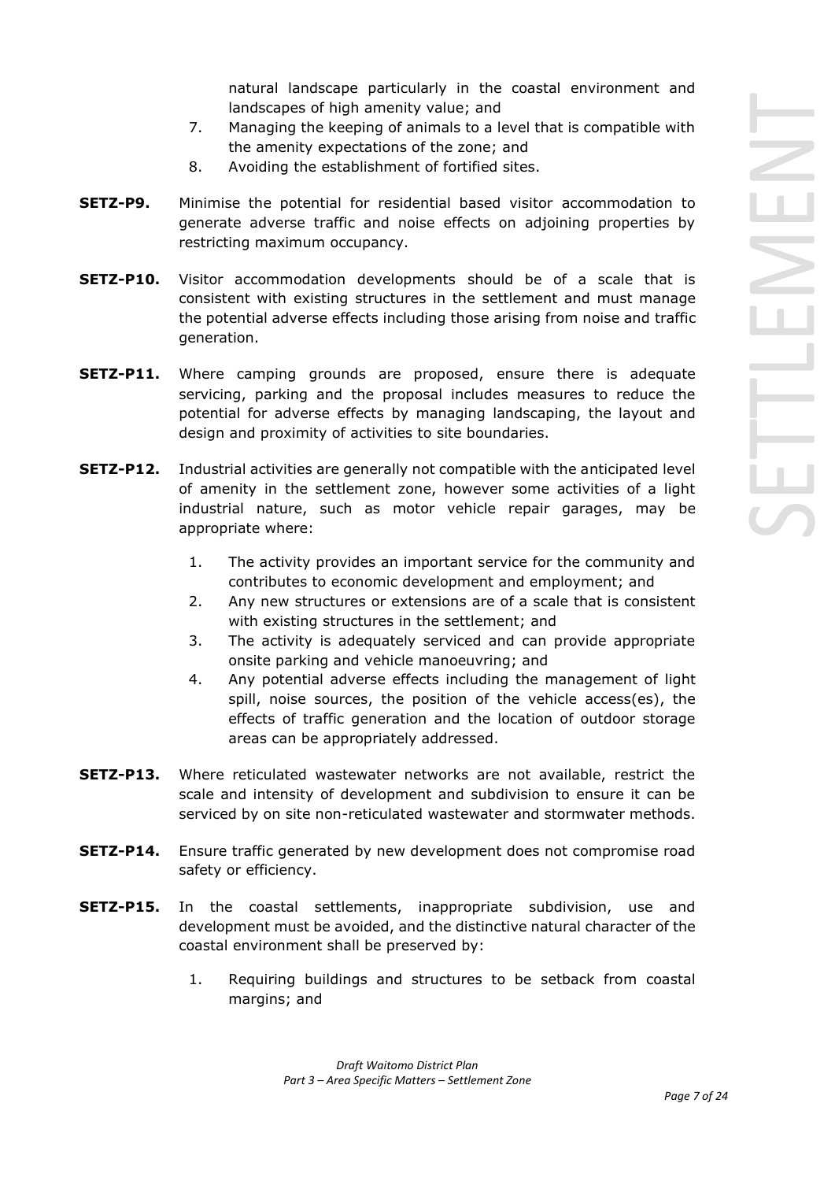natural landscape particularly in the coastal environment and landscapes of high amenity value; and

7. Managing the keeping of animals to a level that is compatible with the amenity expectations of the zone; and
8. Avoiding the establishment of fortified sites.

**SETZ-P9.** Minimise the potential for residential based visitor accommodation to generate adverse traffic and noise effects on adjoining properties by restricting maximum occupancy.

**SETZ-P10.** Visitor accommodation developments should be of a scale that is consistent with existing structures in the settlement and must manage the potential adverse effects including those arising from noise and traffic generation.

**SETZ-P11.** Where camping grounds are proposed, ensure there is adequate servicing, parking and the proposal includes measures to reduce the potential for adverse effects by managing landscaping, the layout and design and proximity of activities to site boundaries.

**SETZ-P12.** Industrial activities are generally not compatible with the anticipated level of amenity in the settlement zone, however some activities of a light industrial nature, such as motor vehicle repair garages, may be appropriate where:

1. The activity provides an important service for the community and contributes to economic development and employment; and
2. Any new structures or extensions are of a scale that is consistent with existing structures in the settlement; and
3. The activity is adequately serviced and can provide appropriate onsite parking and vehicle manoeuvring; and
4. Any potential adverse effects including the management of light spill, noise sources, the position of the vehicle access(es), the effects of traffic generation and the location of outdoor storage areas can be appropriately addressed.

**SETZ-P13.** Where reticulated wastewater networks are not available, restrict the scale and intensity of development and subdivision to ensure it can be serviced by on site non-reticulated wastewater and stormwater methods.

**SETZ-P14.** Ensure traffic generated by new development does not compromise road safety or efficiency.

**SETZ-P15.** In the coastal settlements, inappropriate subdivision, use and development must be avoided, and the distinctive natural character of the coastal environment shall be preserved by:

1. Requiring buildings and structures to be setback from coastal margins; and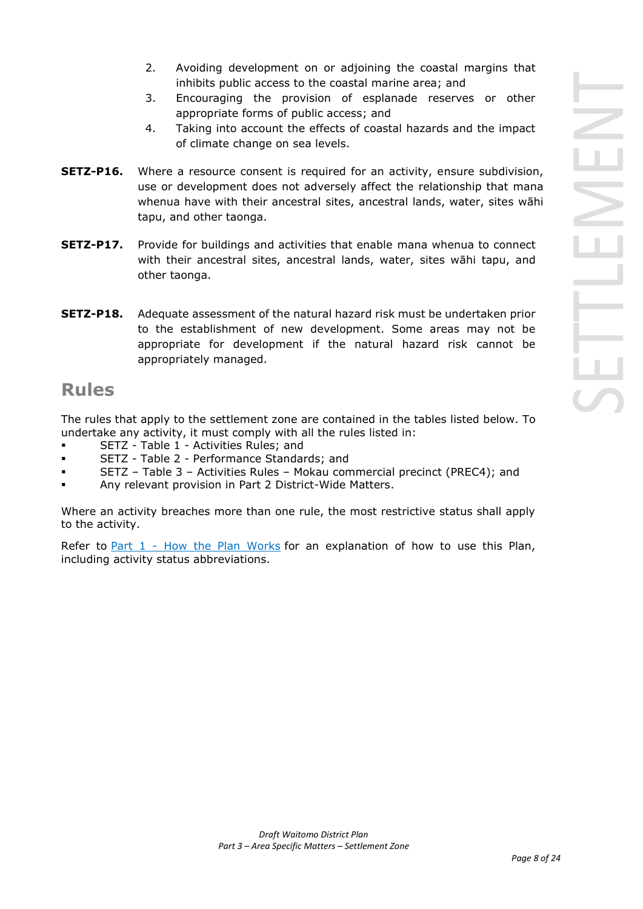2. Avoiding development on or adjoining the coastal margins that inhibits public access to the coastal marine area; and
3. Encouraging the provision of esplanade reserves or other appropriate forms of public access; and
4. Taking into account the effects of coastal hazards and the impact of climate change on sea levels.

**SETZ-P16.** Where a resource consent is required for an activity, ensure subdivision, use or development does not adversely affect the relationship that mana whenua have with their ancestral sites, ancestral lands, water, sites wāhi tapu, and other taonga.

**SETZ-P17.** Provide for buildings and activities that enable mana whenua to connect with their ancestral sites, ancestral lands, water, sites wāhi tapu, and other taonga.

**SETZ-P18.** Adequate assessment of the natural hazard risk must be undertaken prior to the establishment of new development. Some areas may not be appropriate for development if the natural hazard risk cannot be appropriately managed.

## Rules

The rules that apply to the settlement zone are contained in the tables listed below. To undertake any activity, it must comply with all the rules listed in:

- SETZ - Table 1 - Activities Rules; and
- SETZ - Table 2 - Performance Standards; and
- SETZ – Table 3 – Activities Rules – Mokau commercial precinct (PREC4); and
- Any relevant provision in Part 2 District-Wide Matters.

Where an activity breaches more than one rule, the most restrictive status shall apply to the activity.

Refer to [Part 1 - How the Plan Works] for an explanation of how to use this Plan, including activity status abbreviations.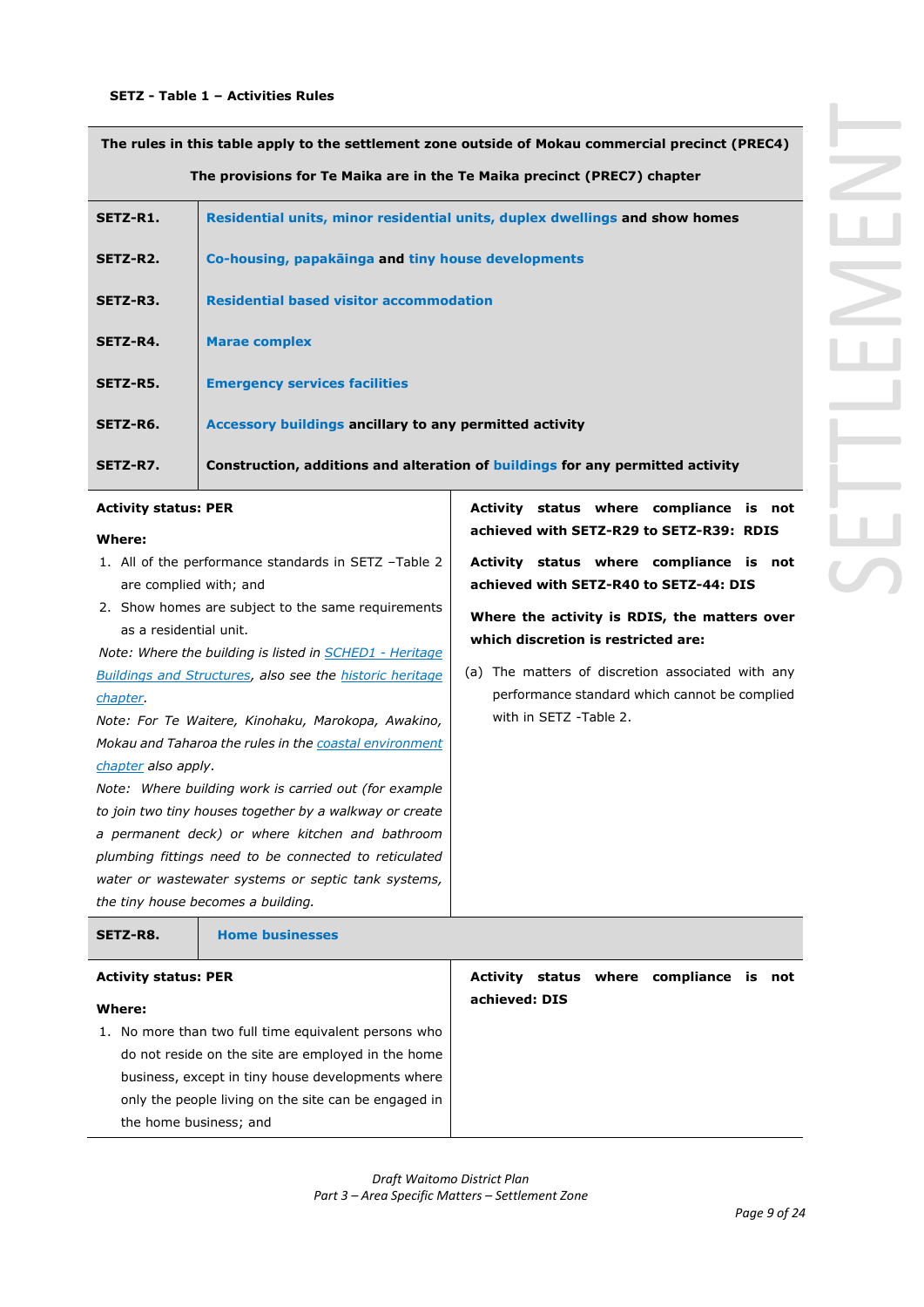**SETZ - Table 1 – Activities Rules**

| The rules in this table apply to the settlement zone outside of Mokau commercial precinct (PREC4) The provisions for Te Maika are in the Te Maika precinct (PREC7) chapter | |
|---|---|
| **SETZ-R1.** | **Residential units, minor residential units, duplex dwellings and show homes** |
| **SETZ-R2.** | **Co-housing, papakāinga and tiny house developments** |
| **SETZ-R3.** | **Residential based visitor accommodation** |
| **SETZ-R4.** | **Marae complex** |
| **SETZ-R5.** | **Emergency services facilities** |
| **SETZ-R6.** | **Accessory buildings ancillary to any permitted activity** |
| **SETZ-R7.** | **Construction, additions and alteration of buildings for any permitted activity** |
| **Activity status: PER**<br><br>**Where:**<br>1. All of the performance standards in SETZ –Table 2 are complied with; and<br>2. Show homes are subject to the same requirements as a residential unit.<br><br>*Note: Where the building is listed in SCHED1 - Heritage Buildings and Structures, also see the historic heritage chapter.*<br>*Note: For Te Waitere, Kinohaku, Marokopa, Awakino, Mokau and Taharoa the rules in the coastal environment chapter also apply.*<br>*Note: Where building work is carried out (for example to join two tiny houses together by a walkway or create a permanent deck) or where kitchen and bathroom plumbing fittings need to be connected to reticulated water or wastewater systems or septic tank systems, the tiny house becomes a building.* | **Activity status where compliance is not achieved with SETZ-R29 to SETZ-R39: RDIS**<br><br>**Activity status where compliance is not achieved with SETZ-R40 to SETZ-44: DIS**<br><br>**Where the activity is RDIS, the matters over which discretion is restricted are:**<br><br>(a) The matters of discretion associated with any performance standard which cannot be complied with in SETZ -Table 2. |
| **SETZ-R8.** | **Home businesses** |
| **Activity status: PER**<br><br>**Where:**<br>1. No more than two full time equivalent persons who do not reside on the site are employed in the home business, except in tiny house developments where only the people living on the site can be engaged in the home business; and | **Activity status where compliance is not achieved: DIS** |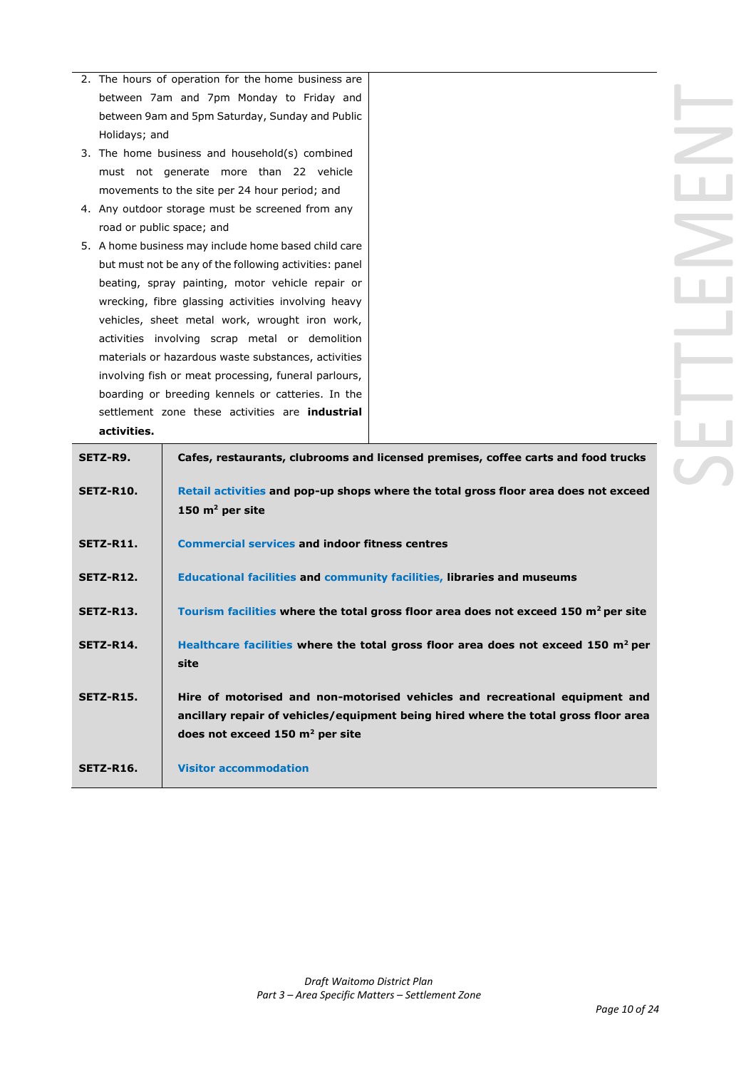2. The hours of operation for the home business are between 7am and 7pm Monday to Friday and between 9am and 5pm Saturday, Sunday and Public Holidays; and
3. The home business and household(s) combined must not generate more than 22 vehicle movements to the site per 24 hour period; and
4. Any outdoor storage must be screened from any road or public space; and
5. A home business may include home based child care but must not be any of the following activities: panel beating, spray painting, motor vehicle repair or wrecking, fibre glassing activities involving heavy vehicles, sheet metal work, wrought iron work, activities involving scrap metal or demolition materials or hazardous waste substances, activities involving fish or meat processing, funeral parlours, boarding or breeding kennels or catteries. In the settlement zone these activities are **industrial activities.**

| | |
|---|---|
| **SETZ-R9.** | **Cafes, restaurants, clubrooms and licensed premises, coffee carts and food trucks** |
| **SETZ-R10.** | **Retail activities and pop-up shops where the total gross floor area does not exceed 150 m² per site** |
| **SETZ-R11.** | **Commercial services and indoor fitness centres** |
| **SETZ-R12.** | **Educational facilities and community facilities, libraries and museums** |
| **SETZ-R13.** | **Tourism facilities where the total gross floor area does not exceed 150 m² per site** |
| **SETZ-R14.** | **Healthcare facilities where the total gross floor area does not exceed 150 m² per site** |
| **SETZ-R15.** | **Hire of motorised and non-motorised vehicles and recreational equipment and ancillary repair of vehicles/equipment being hired where the total gross floor area does not exceed 150 m² per site** |
| **SETZ-R16.** | **Visitor accommodation** |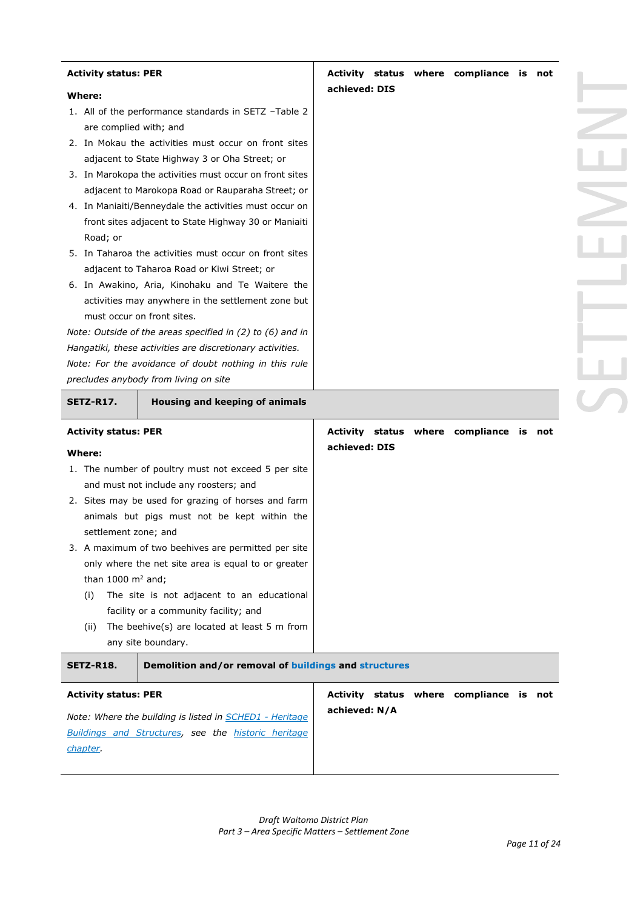| **Activity status: PER**<br><br>**Where:**<br>1. All of the performance standards in SETZ –Table 2 are complied with; and<br>2. In Mokau the activities must occur on front sites adjacent to State Highway 3 or Oha Street; or<br>3. In Marokopa the activities must occur on front sites adjacent to Marokopa Road or Rauparaha Street; or<br>4. In Maniaiti/Benneydale the activities must occur on front sites adjacent to State Highway 30 or Maniaiti Road; or<br>5. In Taharoa the activities must occur on front sites adjacent to Taharoa Road or Kiwi Street; or<br>6. In Awakino, Aria, Kinohaku and Te Waitere the activities may anywhere in the settlement zone but must occur on front sites.<br><br>*Note: Outside of the areas specified in (2) to (6) and in Hangatiki, these activities are discretionary activities.*<br>*Note: For the avoidance of doubt nothing in this rule precludes anybody from living on site* | **Activity status where compliance is not achieved: DIS** |
|---|---|

| **SETZ-R17.** | **Housing and keeping of animals** |
|---|---|
| **Activity status: PER**<br><br>**Where:**<br>1. The number of poultry must not exceed 5 per site and must not include any roosters; and<br>2. Sites may be used for grazing of horses and farm animals but pigs must not be kept within the settlement zone; and<br>3. A maximum of two beehives are permitted per site only where the net site area is equal to or greater than 1000 m² and;<br>(i) The site is not adjacent to an educational facility or a community facility; and<br>(ii) The beehive(s) are located at least 5 m from any site boundary. | **Activity status where compliance is not achieved: DIS** |

| **SETZ-R18.** | **Demolition and/or removal of buildings and structures** |
|---|---|
| **Activity status: PER**<br><br>*Note: Where the building is listed in SCHED1 - Heritage Buildings and Structures, see the historic heritage chapter.* | **Activity status where compliance is not achieved: N/A** |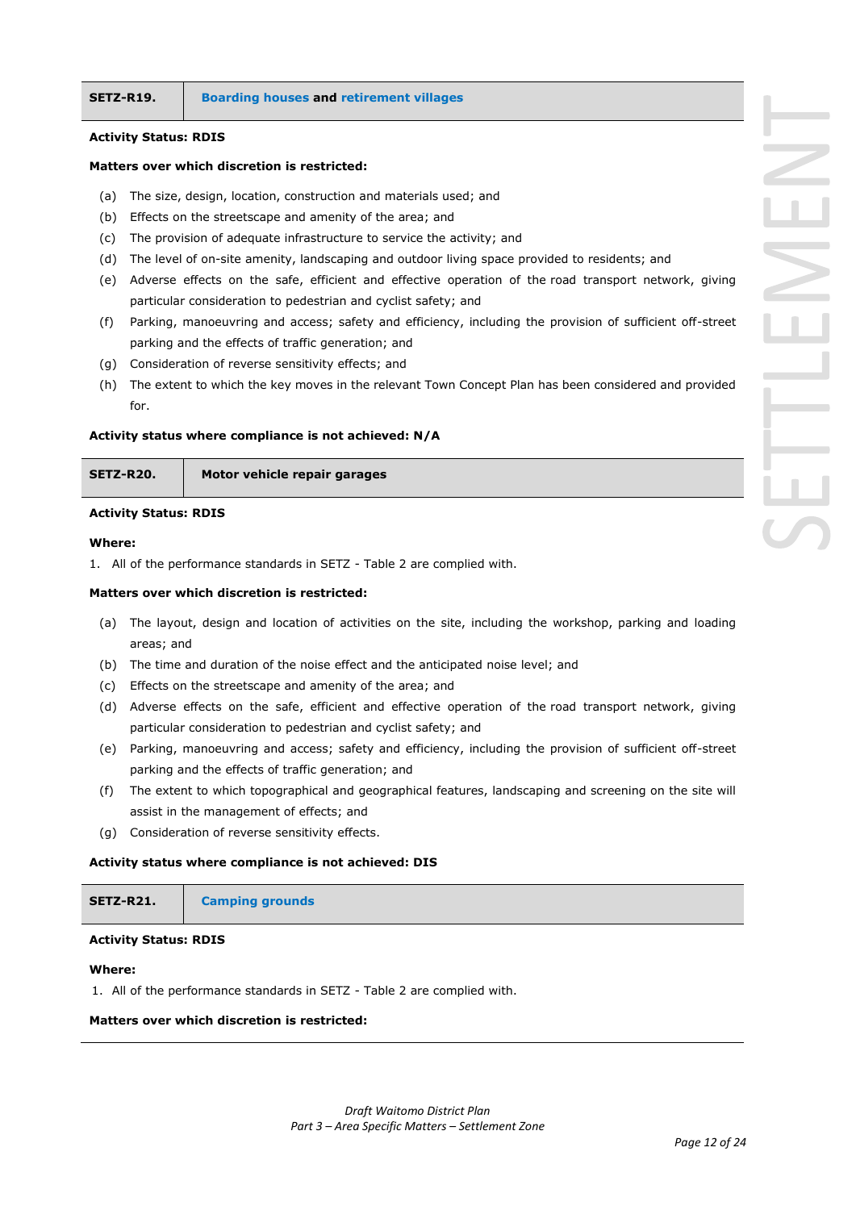| SETZ-R19. | Boarding houses and retirement villages |
|---|---|

**Activity Status: RDIS**

**Matters over which discretion is restricted:**

(a) The size, design, location, construction and materials used; and
(b) Effects on the streetscape and amenity of the area; and
(c) The provision of adequate infrastructure to service the activity; and
(d) The level of on-site amenity, landscaping and outdoor living space provided to residents; and
(e) Adverse effects on the safe, efficient and effective operation of the road transport network, giving particular consideration to pedestrian and cyclist safety; and
(f) Parking, manoeuvring and access; safety and efficiency, including the provision of sufficient off-street parking and the effects of traffic generation; and
(g) Consideration of reverse sensitivity effects; and
(h) The extent to which the key moves in the relevant Town Concept Plan has been considered and provided for.

**Activity status where compliance is not achieved: N/A**

| SETZ-R20. | Motor vehicle repair garages |
|---|---|

**Activity Status: RDIS**

**Where:**

1. All of the performance standards in SETZ - Table 2 are complied with.

**Matters over which discretion is restricted:**

(a) The layout, design and location of activities on the site, including the workshop, parking and loading areas; and
(b) The time and duration of the noise effect and the anticipated noise level; and
(c) Effects on the streetscape and amenity of the area; and
(d) Adverse effects on the safe, efficient and effective operation of the road transport network, giving particular consideration to pedestrian and cyclist safety; and
(e) Parking, manoeuvring and access; safety and efficiency, including the provision of sufficient off-street parking and the effects of traffic generation; and
(f) The extent to which topographical and geographical features, landscaping and screening on the site will assist in the management of effects; and
(g) Consideration of reverse sensitivity effects.

**Activity status where compliance is not achieved: DIS**

| SETZ-R21. | Camping grounds |
|---|---|

**Activity Status: RDIS**

**Where:**

1. All of the performance standards in SETZ - Table 2 are complied with.

**Matters over which discretion is restricted:**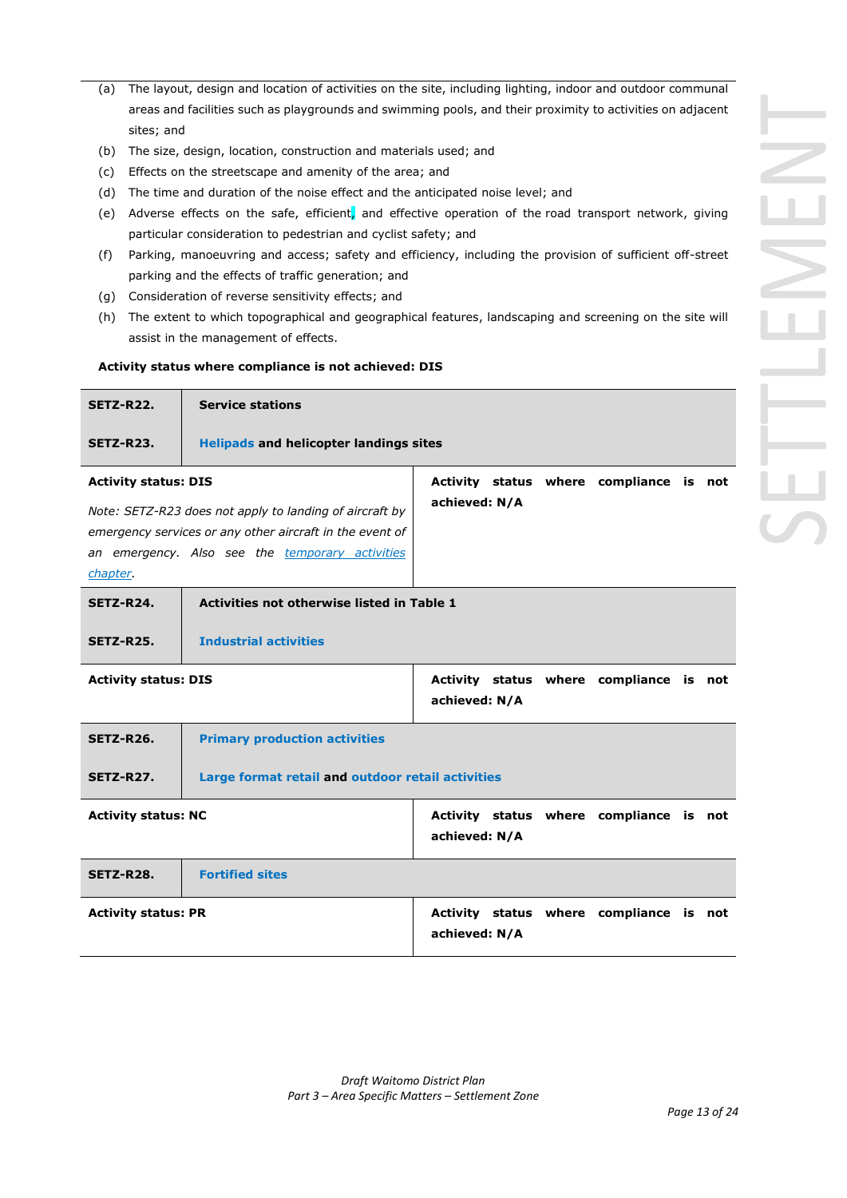(a) The layout, design and location of activities on the site, including lighting, indoor and outdoor communal areas and facilities such as playgrounds and swimming pools, and their proximity to activities on adjacent sites; and

(b) The size, design, location, construction and materials used; and

(c) Effects on the streetscape and amenity of the area; and

(d) The time and duration of the noise effect and the anticipated noise level; and

(e) Adverse effects on the safe, efficient, and effective operation of the road transport network, giving particular consideration to pedestrian and cyclist safety; and

(f) Parking, manoeuvring and access; safety and efficiency, including the provision of sufficient off-street parking and the effects of traffic generation; and

(g) Consideration of reverse sensitivity effects; and

(h) The extent to which topographical and geographical features, landscaping and screening on the site will assist in the management of effects.

**Activity status where compliance is not achieved: DIS**

| **SETZ-R22.** | **Service stations** |
|---|---|
| **SETZ-R23.** | **Helipads and helicopter landings sites** |
| **Activity status: DIS**<br><br>*Note: SETZ-R23 does not apply to landing of aircraft by emergency services or any other aircraft in the event of an emergency. Also see the temporary activities chapter.* | **Activity status where compliance is not achieved: N/A** |
| **SETZ-R24.** | **Activities not otherwise listed in Table 1** |
| **SETZ-R25.** | **Industrial activities** |
| **Activity status: DIS** | **Activity status where compliance is not achieved: N/A** |
| **SETZ-R26.** | **Primary production activities** |
| **SETZ-R27.** | **Large format retail and outdoor retail activities** |
| **Activity status: NC** | **Activity status where compliance is not achieved: N/A** |
| **SETZ-R28.** | **Fortified sites** |
| **Activity status: PR** | **Activity status where compliance is not achieved: N/A** |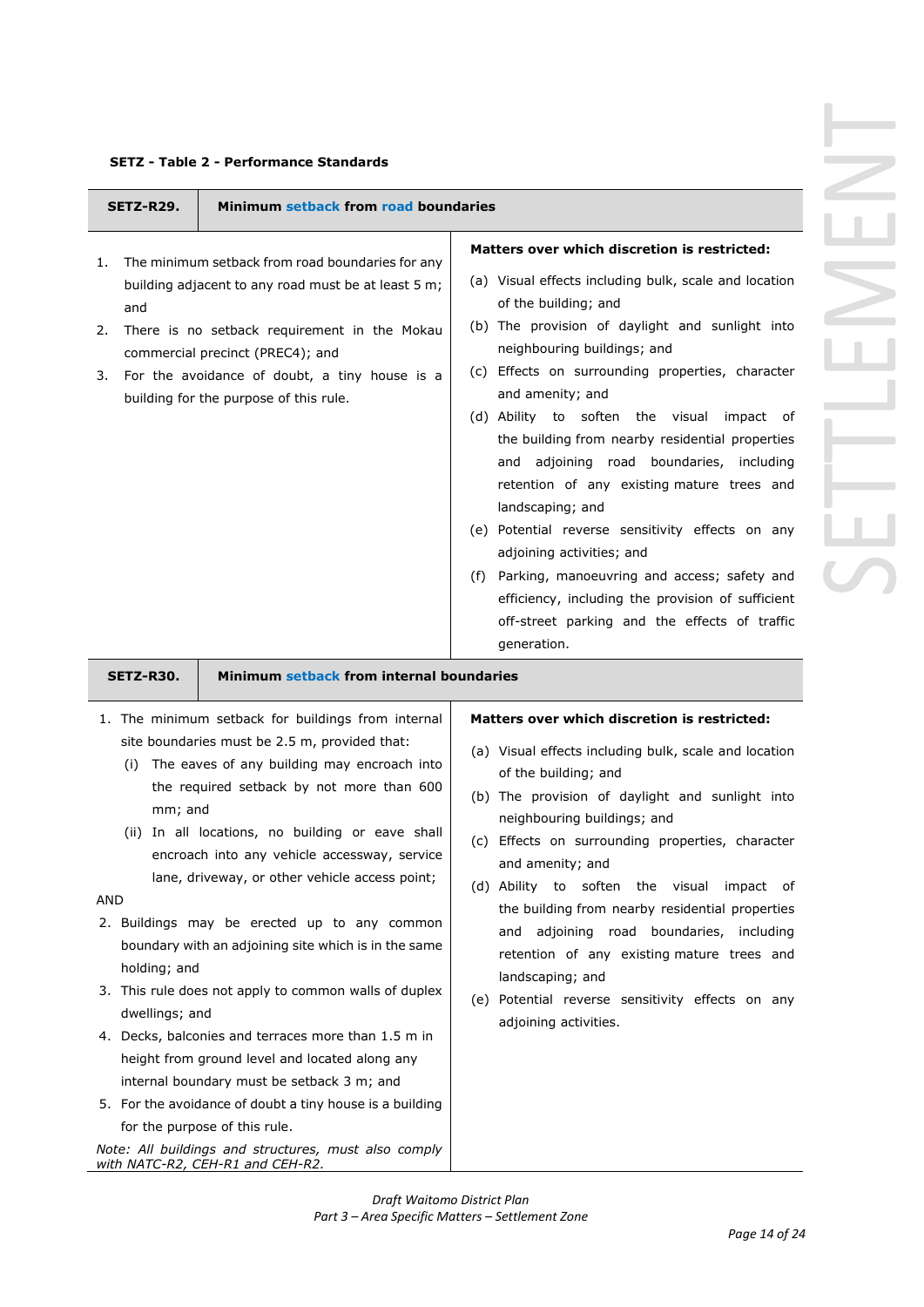**SETZ - Table 2 - Performance Standards**

| SETZ-R29. | Minimum setback from road boundaries |
|---|---|
| 1. The minimum setback from road boundaries for any building adjacent to any road must be at least 5 m; and<br>2. There is no setback requirement in the Mokau commercial precinct (PREC4); and<br>3. For the avoidance of doubt, a tiny house is a building for the purpose of this rule. | **Matters over which discretion is restricted:**<br>(a) Visual effects including bulk, scale and location of the building; and<br>(b) The provision of daylight and sunlight into neighbouring buildings; and<br>(c) Effects on surrounding properties, character and amenity; and<br>(d) Ability to soften the visual impact of the building from nearby residential properties and adjoining road boundaries, including retention of any existing mature trees and landscaping; and<br>(e) Potential reverse sensitivity effects on any adjoining activities; and<br>(f) Parking, manoeuvring and access; safety and efficiency, including the provision of sufficient off-street parking and the effects of traffic generation. |
| **SETZ-R30.** | **Minimum setback from internal boundaries** |
| 1. The minimum setback for buildings from internal site boundaries must be 2.5 m, provided that:<br>(i) The eaves of any building may encroach into the required setback by not more than 600 mm; and<br>(ii) In all locations, no building or eave shall encroach into any vehicle accessway, service lane, driveway, or other vehicle access point;<br>AND<br>2. Buildings may be erected up to any common boundary with an adjoining site which is in the same holding; and<br>3. This rule does not apply to common walls of duplex dwellings; and<br>4. Decks, balconies and terraces more than 1.5 m in height from ground level and located along any internal boundary must be setback 3 m; and<br>5. For the avoidance of doubt a tiny house is a building for the purpose of this rule.<br>*Note: All buildings and structures, must also comply with NATC-R2, CEH-R1 and CEH-R2.* | **Matters over which discretion is restricted:**<br>(a) Visual effects including bulk, scale and location of the building; and<br>(b) The provision of daylight and sunlight into neighbouring buildings; and<br>(c) Effects on surrounding properties, character and amenity; and<br>(d) Ability to soften the visual impact of the building from nearby residential properties and adjoining road boundaries, including retention of any existing mature trees and landscaping; and<br>(e) Potential reverse sensitivity effects on any adjoining activities. |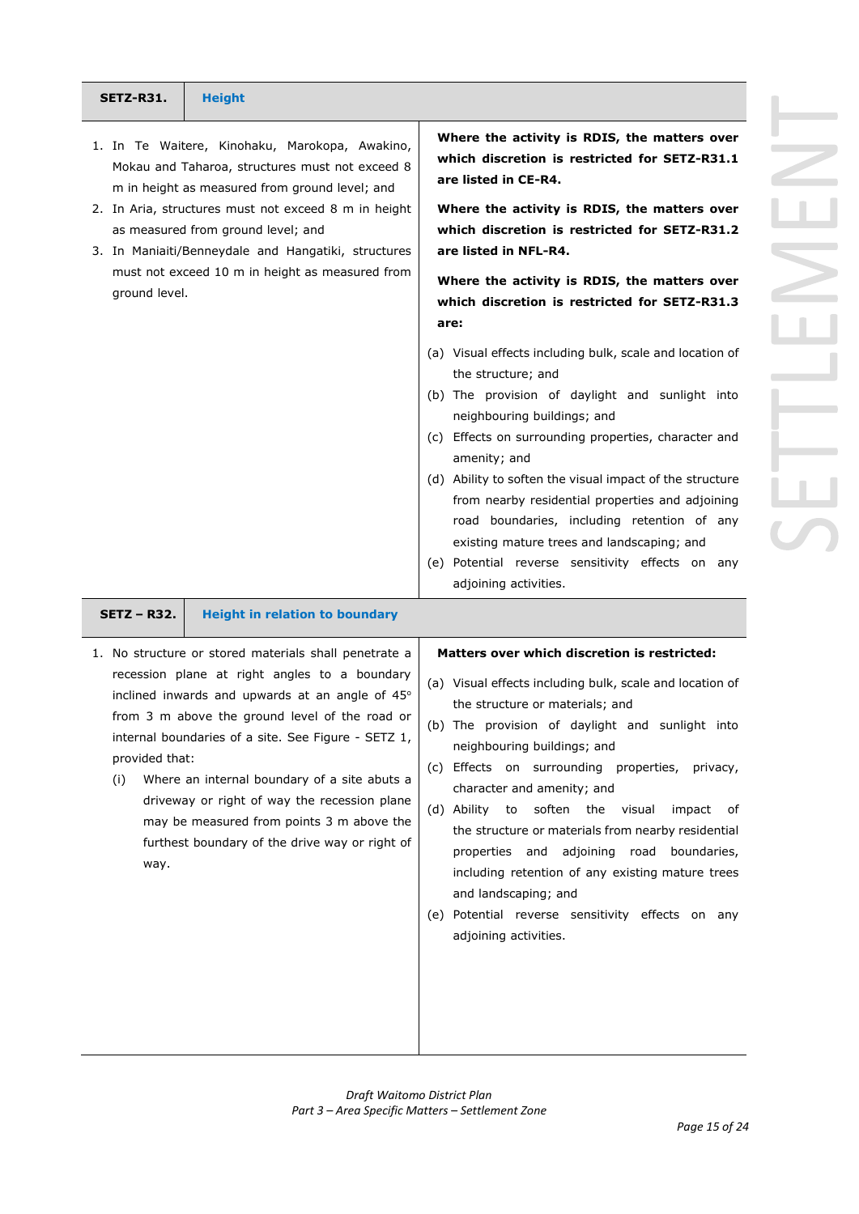| SETZ-R31. | Height |
| --- | --- |
| 1. In Te Waitere, Kinohaku, Marokopa, Awakino, Mokau and Taharoa, structures must not exceed 8 m in height as measured from ground level; and<br>2. In Aria, structures must not exceed 8 m in height as measured from ground level; and<br>3. In Maniaiti/Benneydale and Hangatiki, structures must not exceed 10 m in height as measured from ground level. | **Where the activity is RDIS, the matters over which discretion is restricted for SETZ-R31.1 are listed in CE-R4.**<br><br>**Where the activity is RDIS, the matters over which discretion is restricted for SETZ-R31.2 are listed in NFL-R4.**<br><br>**Where the activity is RDIS, the matters over which discretion is restricted for SETZ-R31.3 are:**<br><br>(a) Visual effects including bulk, scale and location of the structure; and<br>(b) The provision of daylight and sunlight into neighbouring buildings; and<br>(c) Effects on surrounding properties, character and amenity; and<br>(d) Ability to soften the visual impact of the structure from nearby residential properties and adjoining road boundaries, including retention of any existing mature trees and landscaping; and<br>(e) Potential reverse sensitivity effects on any adjoining activities. |

| SETZ – R32. | Height in relation to boundary |
| --- | --- |
| 1. No structure or stored materials shall penetrate a recession plane at right angles to a boundary inclined inwards and upwards at an angle of 45° from 3 m above the ground level of the road or internal boundaries of a site. See Figure - SETZ 1, provided that:<br>(i) Where an internal boundary of a site abuts a driveway or right of way the recession plane may be measured from points 3 m above the furthest boundary of the drive way or right of way. | **Matters over which discretion is restricted:**<br><br>(a) Visual effects including bulk, scale and location of the structure or materials; and<br>(b) The provision of daylight and sunlight into neighbouring buildings; and<br>(c) Effects on surrounding properties, privacy, character and amenity; and<br>(d) Ability to soften the visual impact of the structure or materials from nearby residential properties and adjoining road boundaries, including retention of any existing mature trees and landscaping; and<br>(e) Potential reverse sensitivity effects on any adjoining activities. |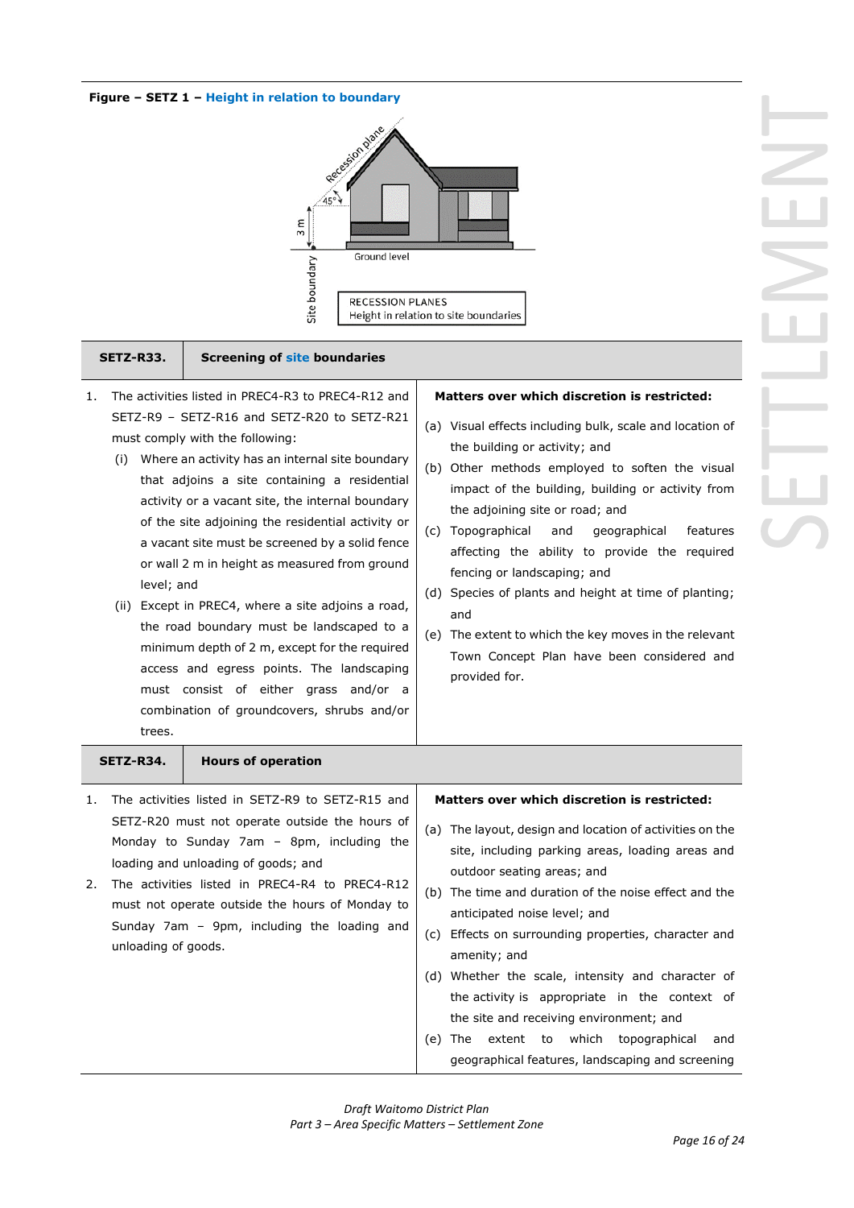**Figure – SETZ 1 – Height in relation to boundary**

| SETZ-R33. | Screening of site boundaries |
|---|---|
| 1. The activities listed in PREC4-R3 to PREC4-R12 and SETZ-R9 – SETZ-R16 and SETZ-R20 to SETZ-R21 must comply with the following:<br>(i) Where an activity has an internal site boundary that adjoins a site containing a residential activity or a vacant site, the internal boundary of the site adjoining the residential activity or a vacant site must be screened by a solid fence or wall 2 m in height as measured from ground level; and<br>(ii) Except in PREC4, where a site adjoins a road, the road boundary must be landscaped to a minimum depth of 2 m, except for the required access and egress points. The landscaping must consist of either grass and/or a combination of groundcovers, shrubs and/or trees. | **Matters over which discretion is restricted:**<br>(a) Visual effects including bulk, scale and location of the building or activity; and<br>(b) Other methods employed to soften the visual impact of the building, building or activity from the adjoining site or road; and<br>(c) Topographical and geographical features affecting the ability to provide the required fencing or landscaping; and<br>(d) Species of plants and height at time of planting; and<br>(e) The extent to which the key moves in the relevant Town Concept Plan have been considered and provided for. |

| SETZ-R34. | Hours of operation |
|---|---|
| 1. The activities listed in SETZ-R9 to SETZ-R15 and SETZ-R20 must not operate outside the hours of Monday to Sunday 7am – 8pm, including the loading and unloading of goods; and<br>2. The activities listed in PREC4-R4 to PREC4-R12 must not operate outside the hours of Monday to Sunday 7am – 9pm, including the loading and unloading of goods. | **Matters over which discretion is restricted:**<br>(a) The layout, design and location of activities on the site, including parking areas, loading areas and outdoor seating areas; and<br>(b) The time and duration of the noise effect and the anticipated noise level; and<br>(c) Effects on surrounding properties, character and amenity; and<br>(d) Whether the scale, intensity and character of the activity is appropriate in the context of the site and receiving environment; and<br>(e) The extent to which topographical and geographical features, landscaping and screening |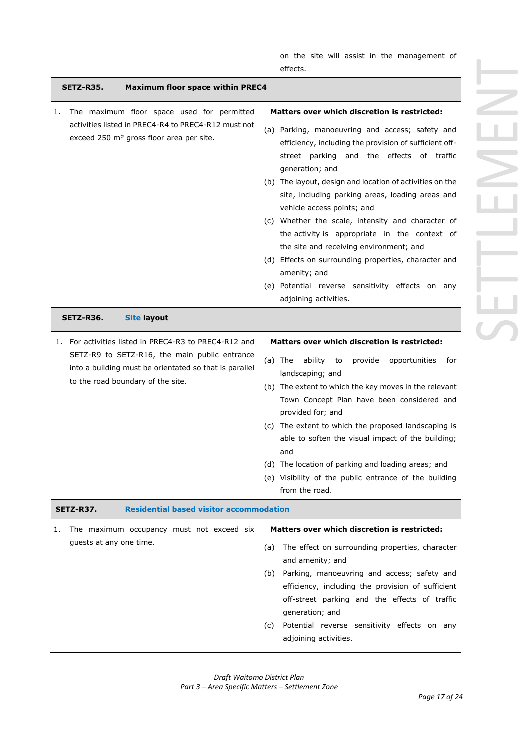| | |
|---|---|
| | on the site will assist in the management of effects. |
| **SETZ-R35.** | **Maximum floor space within PREC4** |
| 1. The maximum floor space used for permitted activities listed in PREC4-R4 to PREC4-R12 must not exceed 250 m² gross floor area per site. | **Matters over which discretion is restricted:**<br>(a) Parking, manoeuvring and access; safety and efficiency, including the provision of sufficient off-street parking and the effects of traffic generation; and<br>(b) The layout, design and location of activities on the site, including parking areas, loading areas and vehicle access points; and<br>(c) Whether the scale, intensity and character of the activity is appropriate in the context of the site and receiving environment; and<br>(d) Effects on surrounding properties, character and amenity; and<br>(e) Potential reverse sensitivity effects on any adjoining activities. |
| **SETZ-R36.** | **Site layout** |
| 1. For activities listed in PREC4-R3 to PREC4-R12 and SETZ-R9 to SETZ-R16, the main public entrance into a building must be orientated so that is parallel to the road boundary of the site. | **Matters over which discretion is restricted:**<br>(a) The ability to provide opportunities for landscaping; and<br>(b) The extent to which the key moves in the relevant Town Concept Plan have been considered and provided for; and<br>(c) The extent to which the proposed landscaping is able to soften the visual impact of the building; and<br>(d) The location of parking and loading areas; and<br>(e) Visibility of the public entrance of the building from the road. |
| **SETZ-R37.** | **Residential based visitor accommodation** |
| 1. The maximum occupancy must not exceed six guests at any one time. | **Matters over which discretion is restricted:**<br>(a) The effect on surrounding properties, character and amenity; and<br>(b) Parking, manoeuvring and access; safety and efficiency, including the provision of sufficient off-street parking and the effects of traffic generation; and<br>(c) Potential reverse sensitivity effects on any adjoining activities. |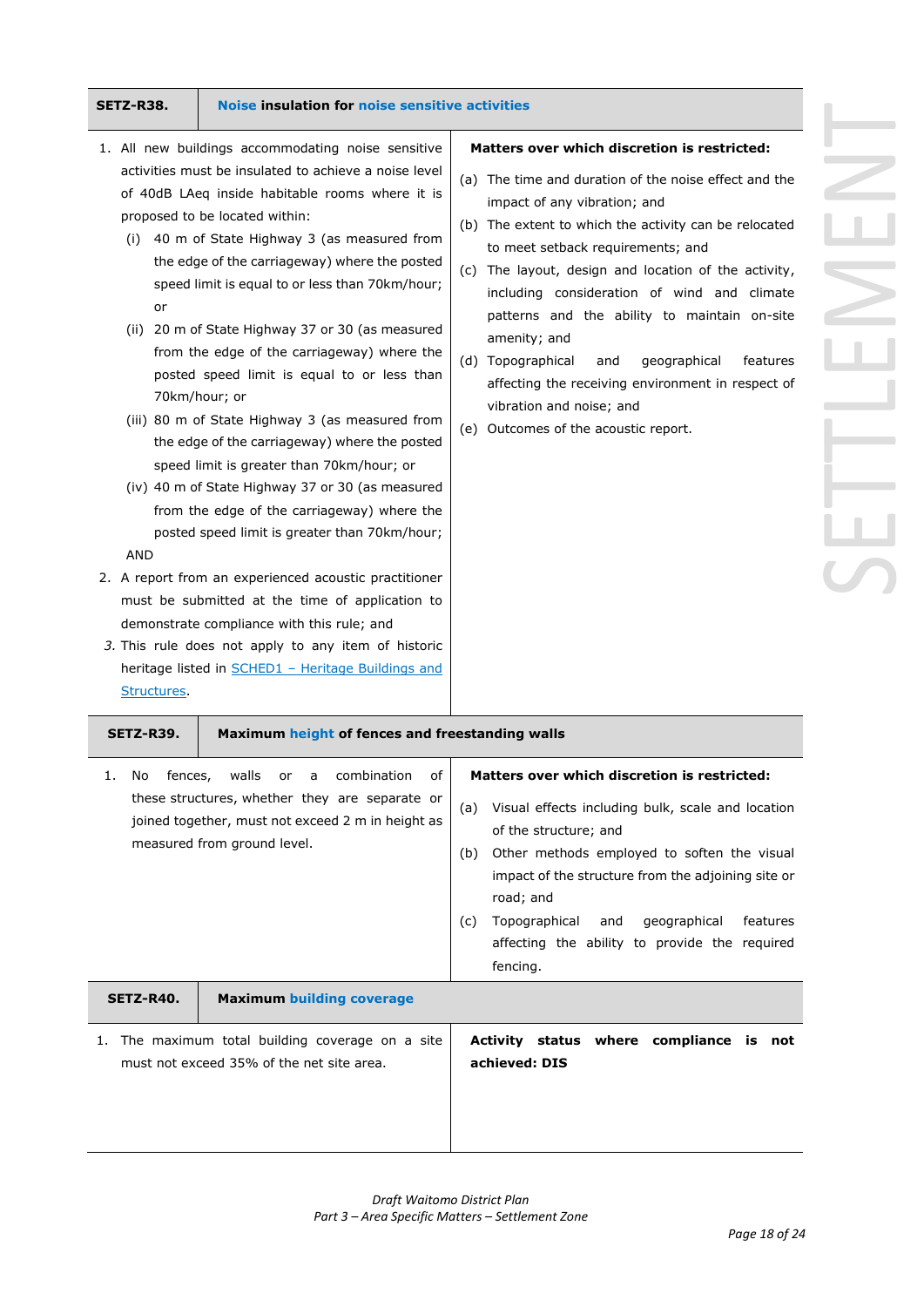| SETZ-R38. | Noise insulation for noise sensitive activities |
|---|---|
| 1. All new buildings accommodating noise sensitive activities must be insulated to achieve a noise level of 40dB LAeq inside habitable rooms where it is proposed to be located within:<br>(i) 40 m of State Highway 3 (as measured from the edge of the carriageway) where the posted speed limit is equal to or less than 70km/hour; or<br>(ii) 20 m of State Highway 37 or 30 (as measured from the edge of the carriageway) where the posted speed limit is equal to or less than 70km/hour; or<br>(iii) 80 m of State Highway 3 (as measured from the edge of the carriageway) where the posted speed limit is greater than 70km/hour; or<br>(iv) 40 m of State Highway 37 or 30 (as measured from the edge of the carriageway) where the posted speed limit is greater than 70km/hour;<br>AND<br>2. A report from an experienced acoustic practitioner must be submitted at the time of application to demonstrate compliance with this rule; and<br>*3.* This rule does not apply to any item of historic heritage listed in SCHED1 – Heritage Buildings and Structures. | **Matters over which discretion is restricted:**<br>(a) The time and duration of the noise effect and the impact of any vibration; and<br>(b) The extent to which the activity can be relocated to meet setback requirements; and<br>(c) The layout, design and location of the activity, including consideration of wind and climate patterns and the ability to maintain on-site amenity; and<br>(d) Topographical and geographical features affecting the receiving environment in respect of vibration and noise; and<br>(e) Outcomes of the acoustic report. |
| **SETZ-R39.** | **Maximum height of fences and freestanding walls** |
| 1. No fences, walls or a combination of these structures, whether they are separate or joined together, must not exceed 2 m in height as measured from ground level. | **Matters over which discretion is restricted:**<br>(a) Visual effects including bulk, scale and location of the structure; and<br>(b) Other methods employed to soften the visual impact of the structure from the adjoining site or road; and<br>(c) Topographical and geographical features affecting the ability to provide the required fencing. |
| **SETZ-R40.** | **Maximum building coverage** |
| 1. The maximum total building coverage on a site must not exceed 35% of the net site area. | **Activity status where compliance is not achieved: DIS** |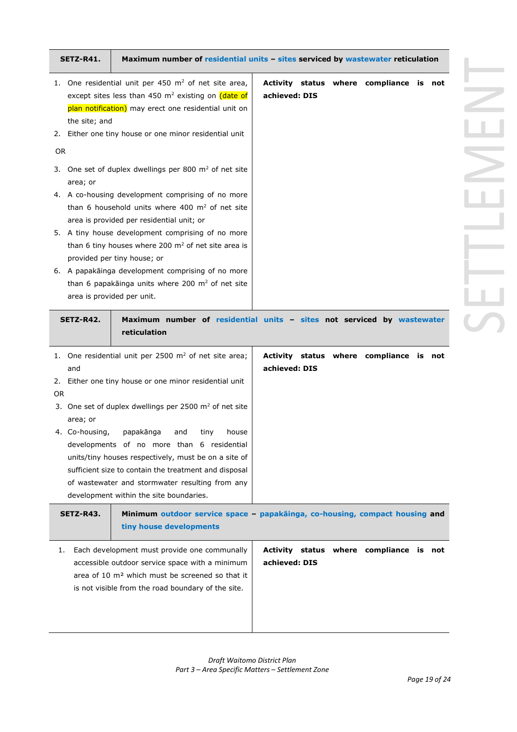| SETZ-R41. | Maximum number of residential units – sites serviced by wastewater reticulation |
|---|---|
| 1. One residential unit per 450 m² of net site area, except sites less than 450 m² existing on (date of plan notification) may erect one residential unit on the site; and<br>2. Either one tiny house or one minor residential unit<br>OR<br>3. One set of duplex dwellings per 800 m² of net site area; or<br>4. A co-housing development comprising of no more than 6 household units where 400 m² of net site area is provided per residential unit; or<br>5. A tiny house development comprising of no more than 6 tiny houses where 200 m² of net site area is provided per tiny house; or<br>6. A papakāinga development comprising of no more than 6 papakāinga units where 200 m² of net site area is provided per unit. | **Activity status where compliance is not achieved: DIS** |

| SETZ-R42. | Maximum number of residential units – sites not serviced by wastewater reticulation |
|---|---|
| 1. One residential unit per 2500 m² of net site area; and<br>2. Either one tiny house or one minor residential unit<br>OR<br>3. One set of duplex dwellings per 2500 m² of net site area; or<br>4. Co-housing, papakānga and tiny house developments of no more than 6 residential units/tiny houses respectively, must be on a site of sufficient size to contain the treatment and disposal of wastewater and stormwater resulting from any development within the site boundaries. | **Activity status where compliance is not achieved: DIS** |

| SETZ-R43. | Minimum outdoor service space – papakāinga, co-housing, compact housing and tiny house developments |
|---|---|
| 1. Each development must provide one communally accessible outdoor service space with a minimum area of 10 m² which must be screened so that it is not visible from the road boundary of the site. | **Activity status where compliance is not achieved: DIS** |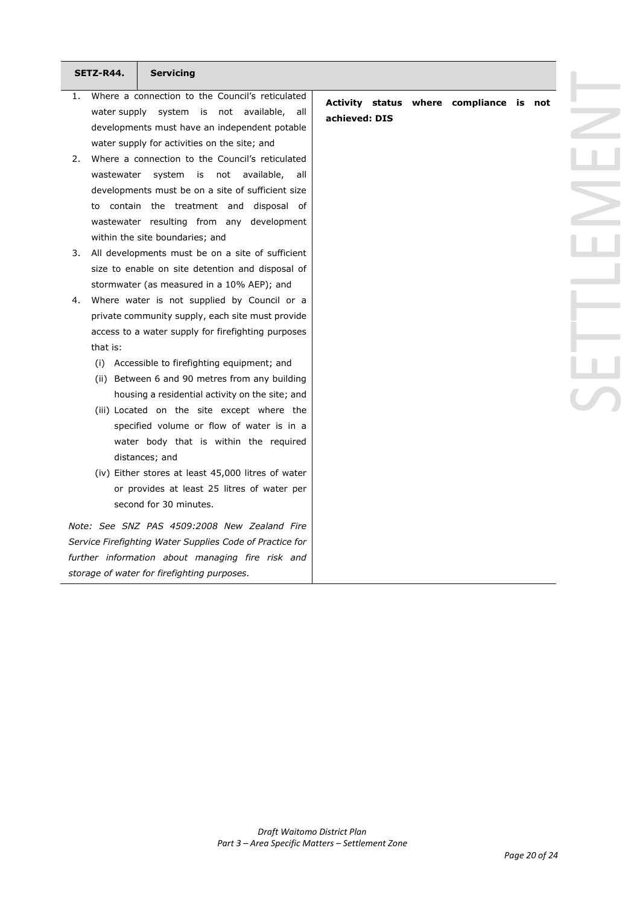| SETZ-R44. | Servicing | |
|---|---|---|
| 1. Where a connection to the Council's reticulated water supply system is not available, all developments must have an independent potable water supply for activities on the site; and<br>2. Where a connection to the Council's reticulated wastewater system is not available, all developments must be on a site of sufficient size to contain the treatment and disposal of wastewater resulting from any development within the site boundaries; and<br>3. All developments must be on a site of sufficient size to enable on site detention and disposal of stormwater (as measured in a 10% AEP); and<br>4. Where water is not supplied by Council or a private community supply, each site must provide access to a water supply for firefighting purposes that is:<br>(i) Accessible to firefighting equipment; and<br>(ii) Between 6 and 90 metres from any building housing a residential activity on the site; and<br>(iii) Located on the site except where the specified volume or flow of water is in a water body that is within the required distances; and<br>(iv) Either stores at least 45,000 litres of water or provides at least 25 litres of water per second for 30 minutes.<br><br>*Note: See SNZ PAS 4509:2008 New Zealand Fire Service Firefighting Water Supplies Code of Practice for further information about managing fire risk and storage of water for firefighting purposes.* | | **Activity status where compliance is not achieved: DIS** |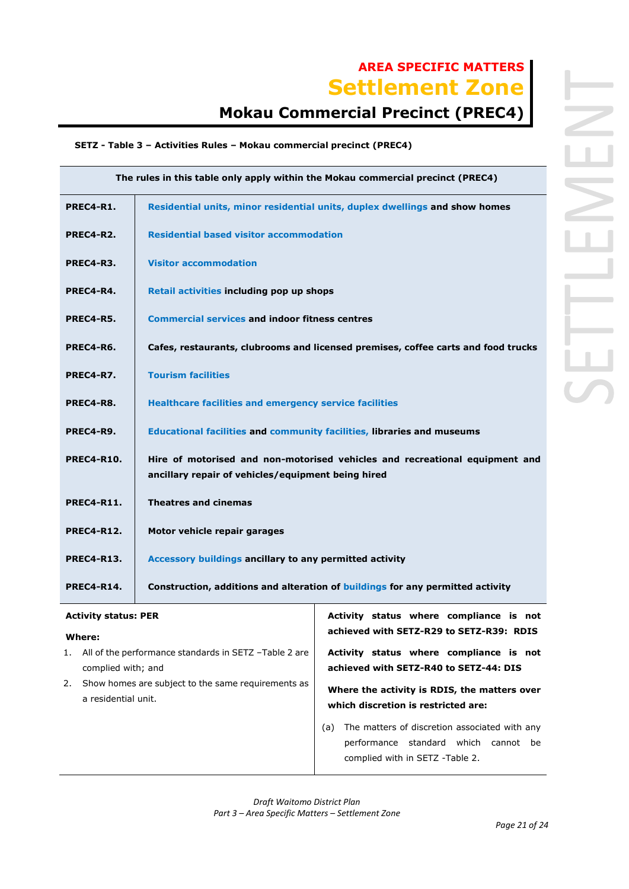# AREA SPECIFIC MATTERS

# Settlement Zone

## Mokau Commercial Precinct (PREC4)

**SETZ - Table 3 – Activities Rules – Mokau commercial precinct (PREC4)**

| The rules in this table only apply within the Mokau commercial precinct (PREC4) | |
|---|---|
| **PREC4-R1.** | **Residential units, minor residential units, duplex dwellings and show homes** |
| **PREC4-R2.** | **Residential based visitor accommodation** |
| **PREC4-R3.** | **Visitor accommodation** |
| **PREC4-R4.** | **Retail activities including pop up shops** |
| **PREC4-R5.** | **Commercial services and indoor fitness centres** |
| **PREC4-R6.** | **Cafes, restaurants, clubrooms and licensed premises, coffee carts and food trucks** |
| **PREC4-R7.** | **Tourism facilities** |
| **PREC4-R8.** | **Healthcare facilities and emergency service facilities** |
| **PREC4-R9.** | **Educational facilities and community facilities, libraries and museums** |
| **PREC4-R10.** | **Hire of motorised and non-motorised vehicles and recreational equipment and ancillary repair of vehicles/equipment being hired** |
| **PREC4-R11.** | **Theatres and cinemas** |
| **PREC4-R12.** | **Motor vehicle repair garages** |
| **PREC4-R13.** | **Accessory buildings ancillary to any permitted activity** |
| **PREC4-R14.** | **Construction, additions and alteration of buildings for any permitted activity** |

| **Activity status: PER**<br><br>**Where:**<br>1. All of the performance standards in SETZ –Table 2 are complied with; and<br>2. Show homes are subject to the same requirements as a residential unit. | **Activity status where compliance is not achieved with SETZ-R29 to SETZ-R39: RDIS**<br><br>**Activity status where compliance is not achieved with SETZ-R40 to SETZ-44: DIS**<br><br>**Where the activity is RDIS, the matters over which discretion is restricted are:**<br><br>(a) The matters of discretion associated with any performance standard which cannot be complied with in SETZ -Table 2. |
|---|---|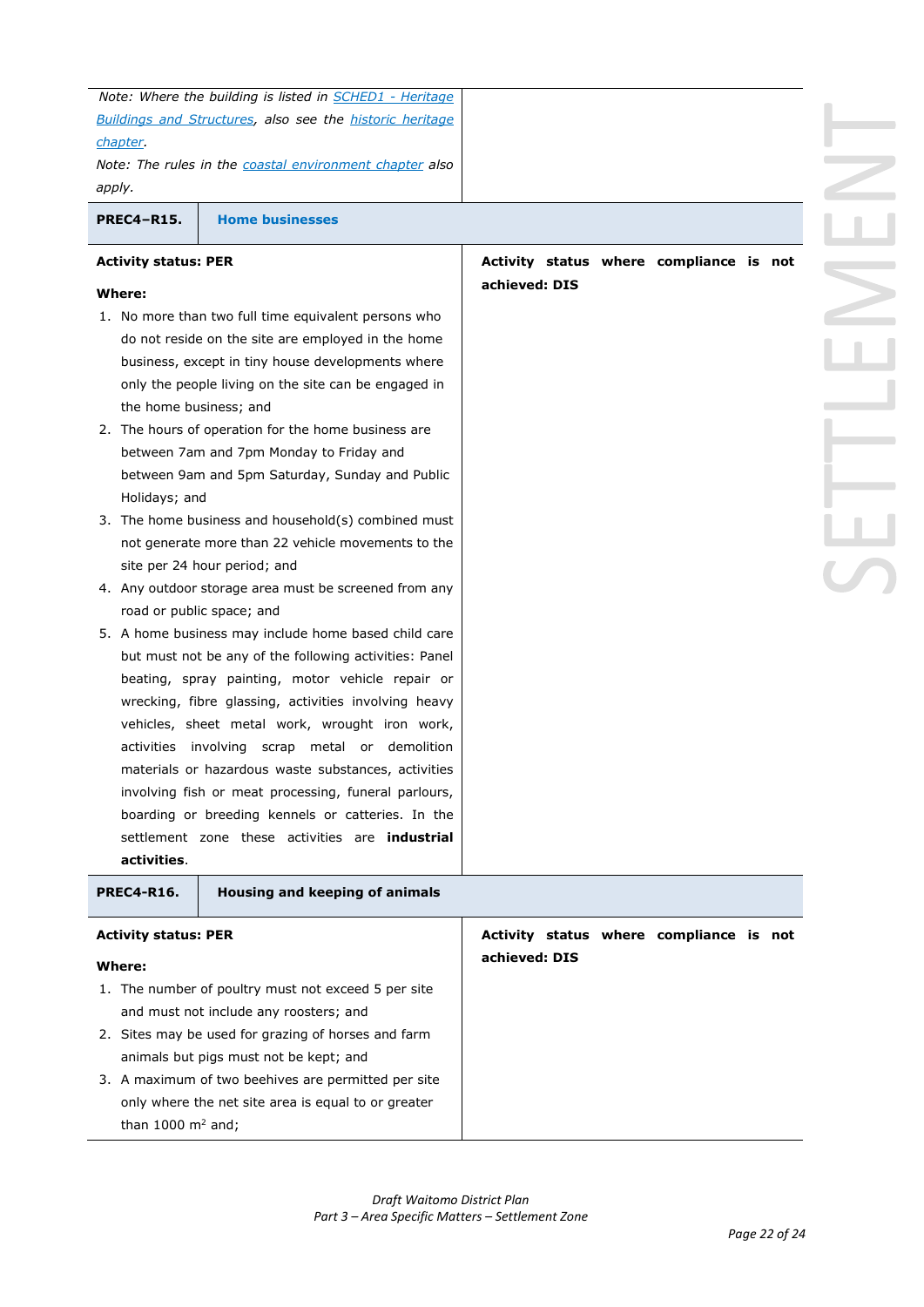*Note: Where the building is listed in [SCHED1 - Heritage Buildings and Structures](), also see the [historic heritage chapter]().*

*Note: The rules in the [coastal environment chapter]() also apply.*

| **PREC4–R15.** | **Home businesses** |
|---|---|
| **Activity status: PER**<br><br>**Where:**<br>1. No more than two full time equivalent persons who do not reside on the site are employed in the home business, except in tiny house developments where only the people living on the site can be engaged in the home business; and<br>2. The hours of operation for the home business are between 7am and 7pm Monday to Friday and between 9am and 5pm Saturday, Sunday and Public Holidays; and<br>3. The home business and household(s) combined must not generate more than 22 vehicle movements to the site per 24 hour period; and<br>4. Any outdoor storage area must be screened from any road or public space; and<br>5. A home business may include home based child care but must not be any of the following activities: Panel beating, spray painting, motor vehicle repair or wrecking, fibre glassing, activities involving heavy vehicles, sheet metal work, wrought iron work, activities involving scrap metal or demolition materials or hazardous waste substances, activities involving fish or meat processing, funeral parlours, boarding or breeding kennels or catteries. In the settlement zone these activities are **industrial activities**. | **Activity status where compliance is not achieved: DIS** |

| **PREC4-R16.** | **Housing and keeping of animals** |
|---|---|
| **Activity status: PER**<br><br>**Where:**<br>1. The number of poultry must not exceed 5 per site and must not include any roosters; and<br>2. Sites may be used for grazing of horses and farm animals but pigs must not be kept; and<br>3. A maximum of two beehives are permitted per site only where the net site area is equal to or greater than 1000 m² and; | **Activity status where compliance is not achieved: DIS** |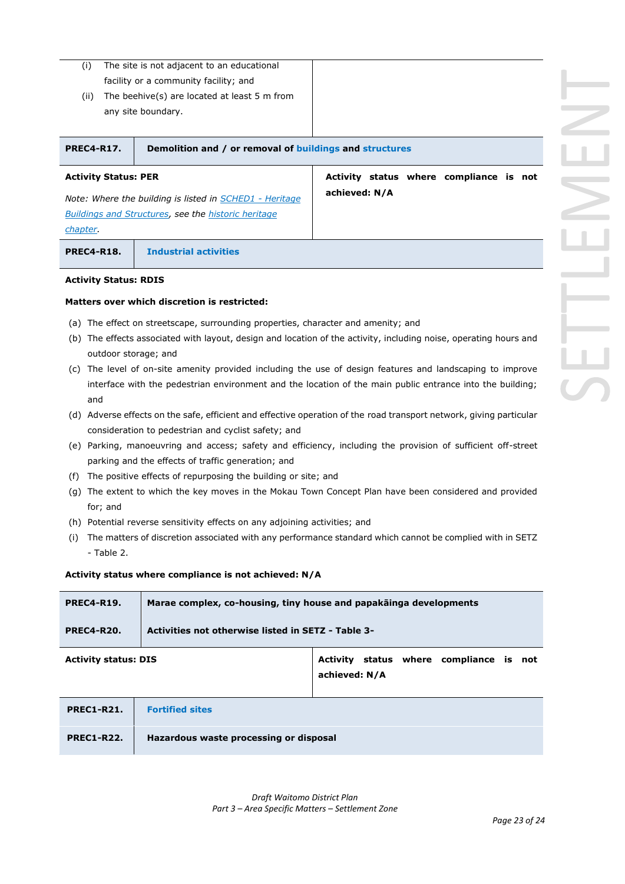(i) The site is not adjacent to an educational facility or a community facility; and

(ii) The beehive(s) are located at least 5 m from any site boundary.

| **PREC4-R17.** | **Demolition and / or removal of buildings and structures** |
|---|---|
| **Activity Status: PER**<br><br>*Note: Where the building is listed in SCHED1 - Heritage Buildings and Structures, see the historic heritage chapter.* | **Activity status where compliance is not achieved: N/A** |

| **PREC4-R18.** | **Industrial activities** |
|---|---|

**Activity Status: RDIS**

**Matters over which discretion is restricted:**

(a) The effect on streetscape, surrounding properties, character and amenity; and

(b) The effects associated with layout, design and location of the activity, including noise, operating hours and outdoor storage; and

(c) The level of on-site amenity provided including the use of design features and landscaping to improve interface with the pedestrian environment and the location of the main public entrance into the building; and

(d) Adverse effects on the safe, efficient and effective operation of the road transport network, giving particular consideration to pedestrian and cyclist safety; and

(e) Parking, manoeuvring and access; safety and efficiency, including the provision of sufficient off-street parking and the effects of traffic generation; and

(f) The positive effects of repurposing the building or site; and

(g) The extent to which the key moves in the Mokau Town Concept Plan have been considered and provided for; and

(h) Potential reverse sensitivity effects on any adjoining activities; and

(i) The matters of discretion associated with any performance standard which cannot be complied with in SETZ - Table 2.

**Activity status where compliance is not achieved: N/A**

| **PREC4-R19.** | **Marae complex, co-housing, tiny house and papakāinga developments** |
|---|---|
| **PREC4-R20.** | **Activities not otherwise listed in SETZ - Table 3-** |
| **Activity status: DIS** | **Activity status where compliance is not achieved: N/A** |

| **PREC1-R21.** | **Fortified sites** |
|---|---|
| **PREC1-R22.** | **Hazardous waste processing or disposal** |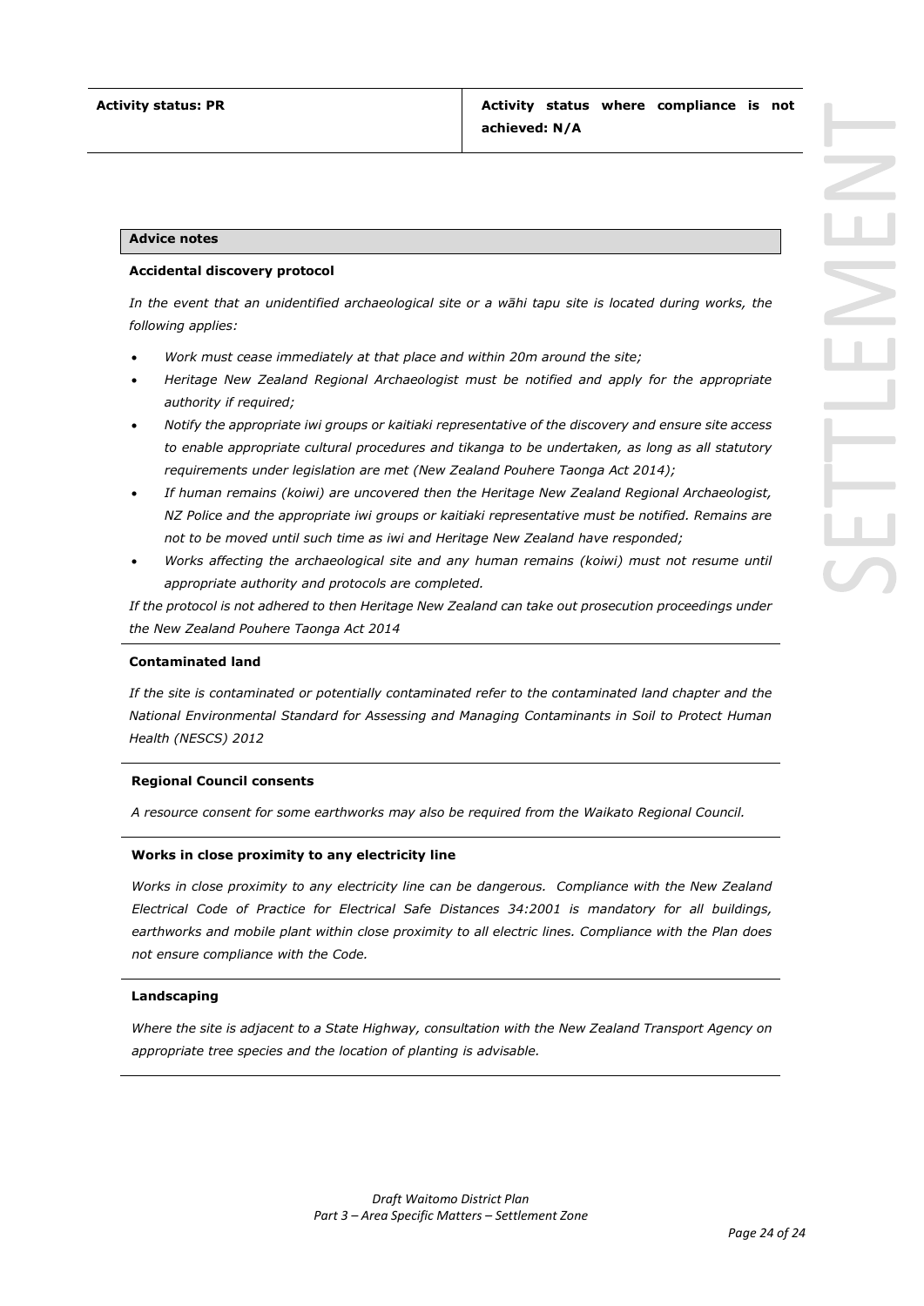| Activity status: PR | Activity status where compliance is not achieved: N/A |
| --- | --- |

**Advice notes**

**Accidental discovery protocol**

*In the event that an unidentified archaeological site or a wāhi tapu site is located during works, the following applies:*

- *Work must cease immediately at that place and within 20m around the site;*
- *Heritage New Zealand Regional Archaeologist must be notified and apply for the appropriate authority if required;*
- *Notify the appropriate iwi groups or kaitiaki representative of the discovery and ensure site access to enable appropriate cultural procedures and tikanga to be undertaken, as long as all statutory requirements under legislation are met (New Zealand Pouhere Taonga Act 2014);*
- *If human remains (koiwi) are uncovered then the Heritage New Zealand Regional Archaeologist, NZ Police and the appropriate iwi groups or kaitiaki representative must be notified. Remains are not to be moved until such time as iwi and Heritage New Zealand have responded;*
- *Works affecting the archaeological site and any human remains (koiwi) must not resume until appropriate authority and protocols are completed.*

*If the protocol is not adhered to then Heritage New Zealand can take out prosecution proceedings under the New Zealand Pouhere Taonga Act 2014*

**Contaminated land**

*If the site is contaminated or potentially contaminated refer to the contaminated land chapter and the National Environmental Standard for Assessing and Managing Contaminants in Soil to Protect Human Health (NESCS) 2012*

**Regional Council consents**

*A resource consent for some earthworks may also be required from the Waikato Regional Council.*

**Works in close proximity to any electricity line**

*Works in close proximity to any electricity line can be dangerous. Compliance with the New Zealand Electrical Code of Practice for Electrical Safe Distances 34:2001 is mandatory for all buildings, earthworks and mobile plant within close proximity to all electric lines. Compliance with the Plan does not ensure compliance with the Code.*

**Landscaping**

*Where the site is adjacent to a State Highway, consultation with the New Zealand Transport Agency on appropriate tree species and the location of planting is advisable.*